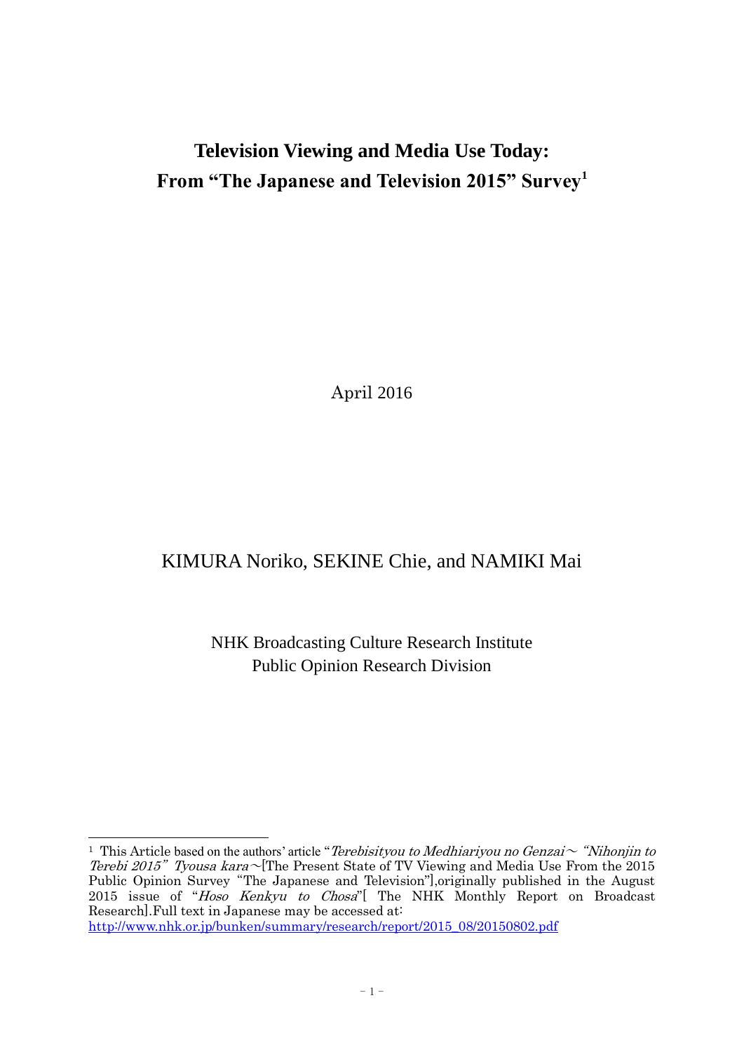# Television Viewing and Media Use Today: From "The Japanese and Television 2015" Survey[1]

April 2016

KIMURA Noriko, SEKINE Chie, and NAMIKI Mai

NHK Broadcasting Culture Research Institute
Public Opinion Research Division

---

[1] This Article based on the authors' article "*Terebisityou to Medhiariyou no Genzai～ "Nihonjin to Terebi 2015" Tyousa kara*～[The Present State of TV Viewing and Media Use From the 2015 Public Opinion Survey "The Japanese and Television"],originally published in the August 2015 issue of "*Hoso Kenkyu to Chosa*"[ The NHK Monthly Report on Broadcast Research].Full text in Japanese may be accessed at: http://www.nhk.or.jp/bunken/summary/research/report/2015_08/20150802.pdf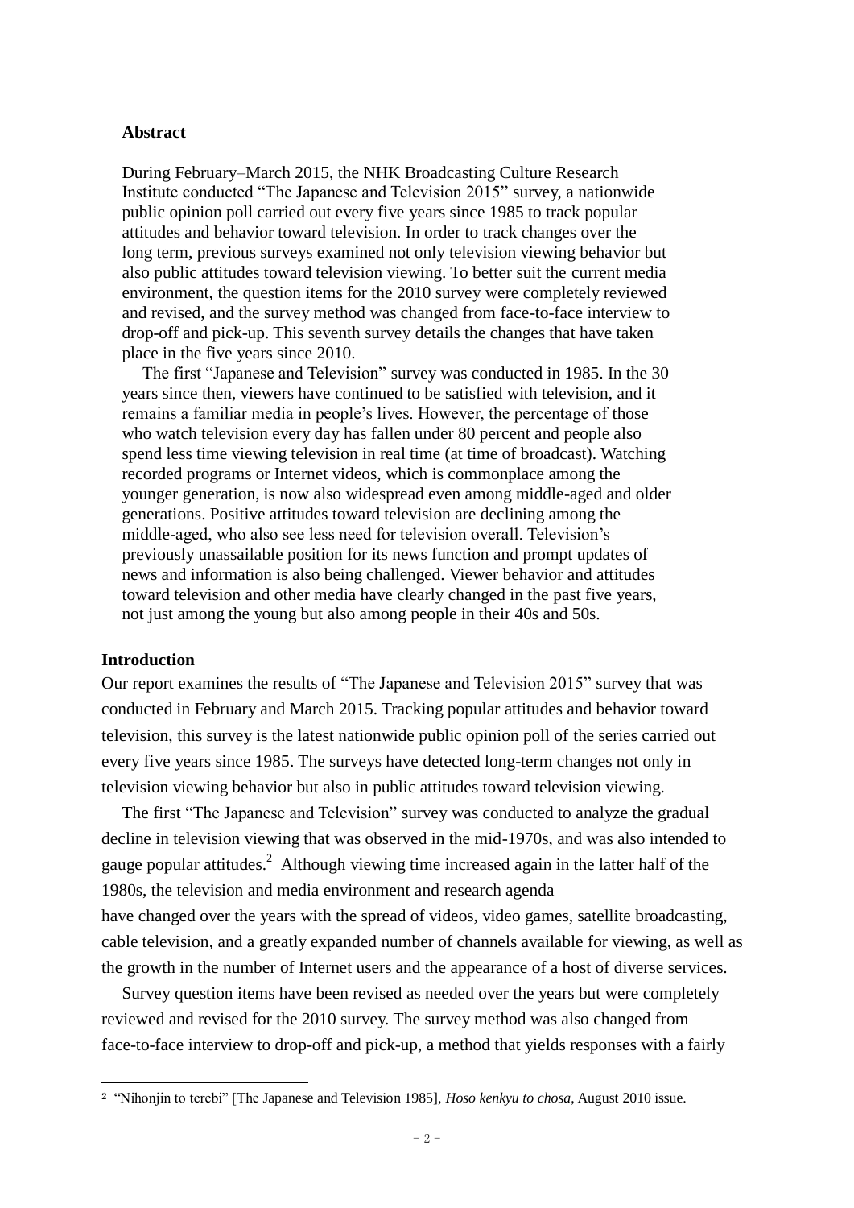**Abstract**

During February–March 2015, the NHK Broadcasting Culture Research Institute conducted "The Japanese and Television 2015" survey, a nationwide public opinion poll carried out every five years since 1985 to track popular attitudes and behavior toward television. In order to track changes over the long term, previous surveys examined not only television viewing behavior but also public attitudes toward television viewing. To better suit the current media environment, the question items for the 2010 survey were completely reviewed and revised, and the survey method was changed from face-to-face interview to drop-off and pick-up. This seventh survey details the changes that have taken place in the five years since 2010.

The first "Japanese and Television" survey was conducted in 1985. In the 30 years since then, viewers have continued to be satisfied with television, and it remains a familiar media in people's lives. However, the percentage of those who watch television every day has fallen under 80 percent and people also spend less time viewing television in real time (at time of broadcast). Watching recorded programs or Internet videos, which is commonplace among the younger generation, is now also widespread even among middle-aged and older generations. Positive attitudes toward television are declining among the middle-aged, who also see less need for television overall. Television's previously unassailable position for its news function and prompt updates of news and information is also being challenged. Viewer behavior and attitudes toward television and other media have clearly changed in the past five years, not just among the young but also among people in their 40s and 50s.

**Introduction**

Our report examines the results of "The Japanese and Television 2015" survey that was conducted in February and March 2015. Tracking popular attitudes and behavior toward television, this survey is the latest nationwide public opinion poll of the series carried out every five years since 1985. The surveys have detected long-term changes not only in television viewing behavior but also in public attitudes toward television viewing.

The first "The Japanese and Television" survey was conducted to analyze the gradual decline in television viewing that was observed in the mid-1970s, and was also intended to gauge popular attitudes.[2] Although viewing time increased again in the latter half of the 1980s, the television and media environment and research agenda have changed over the years with the spread of videos, video games, satellite broadcasting, cable television, and a greatly expanded number of channels available for viewing, as well as the growth in the number of Internet users and the appearance of a host of diverse services.

Survey question items have been revised as needed over the years but were completely reviewed and revised for the 2010 survey. The survey method was also changed from face-to-face interview to drop-off and pick-up, a method that yields responses with a fairly

---

[2] "Nihonjin to terebi" [The Japanese and Television 1985], *Hoso kenkyu to chosa*, August 2010 issue.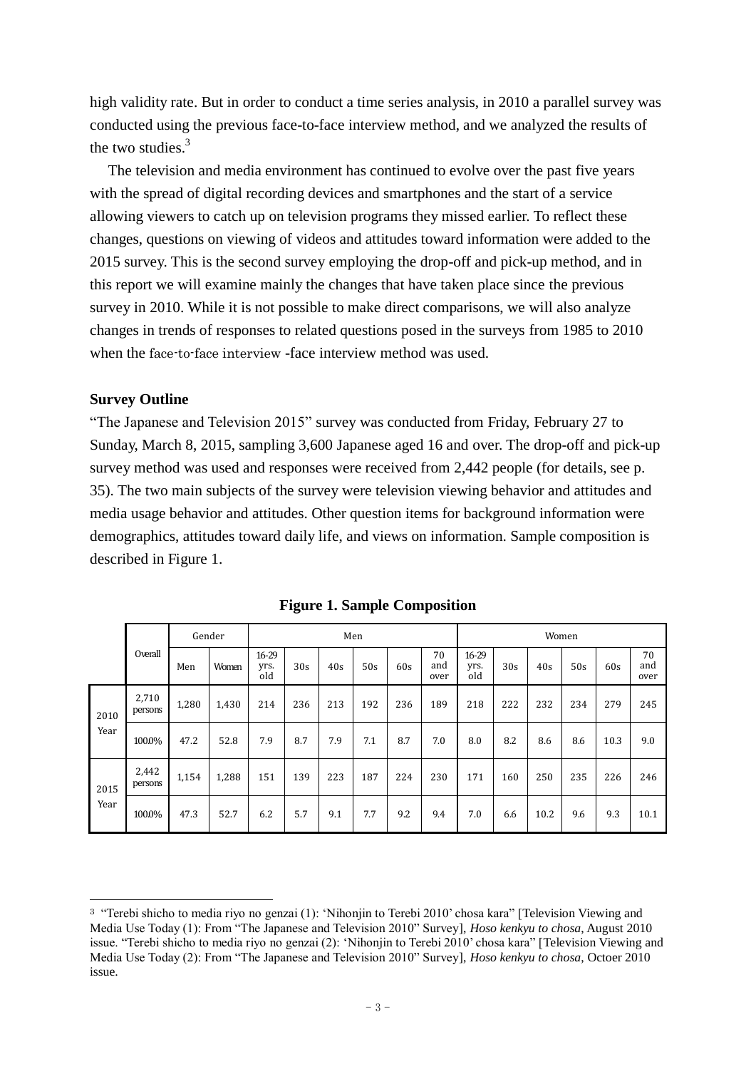high validity rate. But in order to conduct a time series analysis, in 2010 a parallel survey was conducted using the previous face-to-face interview method, and we analyzed the results of the two studies.[3]

The television and media environment has continued to evolve over the past five years with the spread of digital recording devices and smartphones and the start of a service allowing viewers to catch up on television programs they missed earlier. To reflect these changes, questions on viewing of videos and attitudes toward information were added to the 2015 survey. This is the second survey employing the drop-off and pick-up method, and in this report we will examine mainly the changes that have taken place since the previous survey in 2010. While it is not possible to make direct comparisons, we will also analyze changes in trends of responses to related questions posed in the surveys from 1985 to 2010 when the face-to-face interview -face interview method was used.

**Survey Outline**

"The Japanese and Television 2015" survey was conducted from Friday, February 27 to Sunday, March 8, 2015, sampling 3,600 Japanese aged 16 and over. The drop-off and pick-up survey method was used and responses were received from 2,442 people (for details, see p. 35). The two main subjects of the survey were television viewing behavior and attitudes and media usage behavior and attitudes. Other question items for background information were demographics, attitudes toward daily life, and views on information. Sample composition is described in Figure 1.

**Figure 1. Sample Composition**

| | Overall | Gender | | Men | | | | | | Women | | | | | |
|---|---|---|---|---|---|---|---|---|---|---|---|---|---|---|---|
| | | Men | Women | 16-29 yrs. old | 30s | 40s | 50s | 60s | 70 and over | 16-29 yrs. old | 30s | 40s | 50s | 60s | 70 and over |
| 2010 Year | 2,710 persons | 1,280 | 1,430 | 214 | 236 | 213 | 192 | 236 | 189 | 218 | 222 | 232 | 234 | 279 | 245 |
| | 100.0% | 47.2 | 52.8 | 7.9 | 8.7 | 7.9 | 7.1 | 8.7 | 7.0 | 8.0 | 8.2 | 8.6 | 8.6 | 10.3 | 9.0 |
| 2015 Year | 2,442 persons | 1,154 | 1,288 | 151 | 139 | 223 | 187 | 224 | 230 | 171 | 160 | 250 | 235 | 226 | 246 |
| | 100.0% | 47.3 | 52.7 | 6.2 | 5.7 | 9.1 | 7.7 | 9.2 | 9.4 | 7.0 | 6.6 | 10.2 | 9.6 | 9.3 | 10.1 |

---

[3] "Terebi shicho to media riyo no genzai (1): 'Nihonjin to Terebi 2010' chosa kara" [Television Viewing and Media Use Today (1): From "The Japanese and Television 2010" Survey], *Hoso kenkyu to chosa*, August 2010 issue. "Terebi shicho to media riyo no genzai (2): 'Nihonjin to Terebi 2010' chosa kara" [Television Viewing and Media Use Today (2): From "The Japanese and Television 2010" Survey], *Hoso kenkyu to chosa*, Octoer 2010 issue.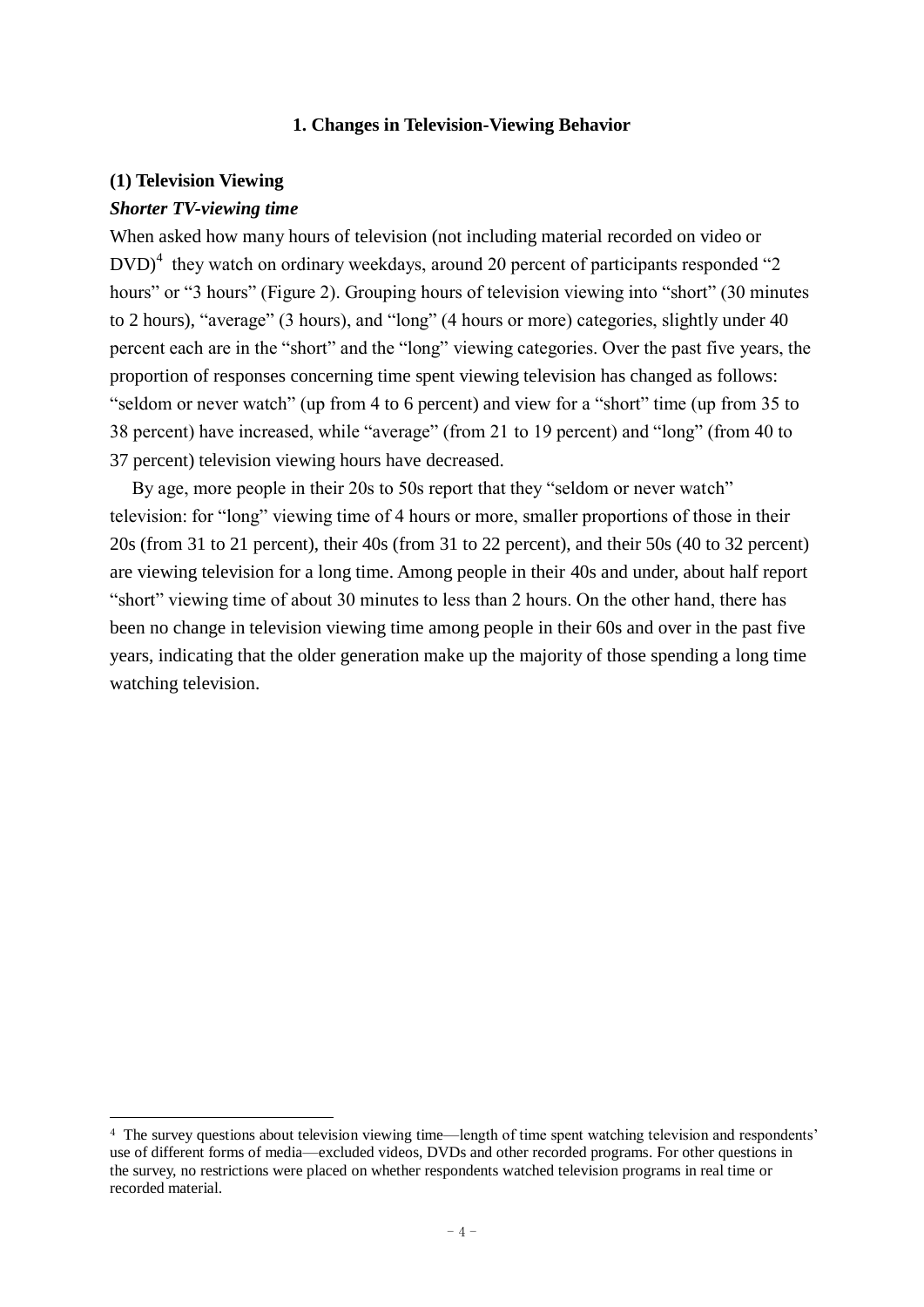## 1. Changes in Television-Viewing Behavior

### (1) Television Viewing

***Shorter TV-viewing time***

When asked how many hours of television (not including material recorded on video or DVD)[4] they watch on ordinary weekdays, around 20 percent of participants responded "2 hours" or "3 hours" (Figure 2). Grouping hours of television viewing into "short" (30 minutes to 2 hours), "average" (3 hours), and "long" (4 hours or more) categories, slightly under 40 percent each are in the "short" and the "long" viewing categories. Over the past five years, the proportion of responses concerning time spent viewing television has changed as follows: "seldom or never watch" (up from 4 to 6 percent) and view for a "short" time (up from 35 to 38 percent) have increased, while "average" (from 21 to 19 percent) and "long" (from 40 to 37 percent) television viewing hours have decreased.

By age, more people in their 20s to 50s report that they "seldom or never watch" television: for "long" viewing time of 4 hours or more, smaller proportions of those in their 20s (from 31 to 21 percent), their 40s (from 31 to 22 percent), and their 50s (40 to 32 percent) are viewing television for a long time. Among people in their 40s and under, about half report "short" viewing time of about 30 minutes to less than 2 hours. On the other hand, there has been no change in television viewing time among people in their 60s and over in the past five years, indicating that the older generation make up the majority of those spending a long time watching television.

---

[4] The survey questions about television viewing time—length of time spent watching television and respondents' use of different forms of media—excluded videos, DVDs and other recorded programs. For other questions in the survey, no restrictions were placed on whether respondents watched television programs in real time or recorded material.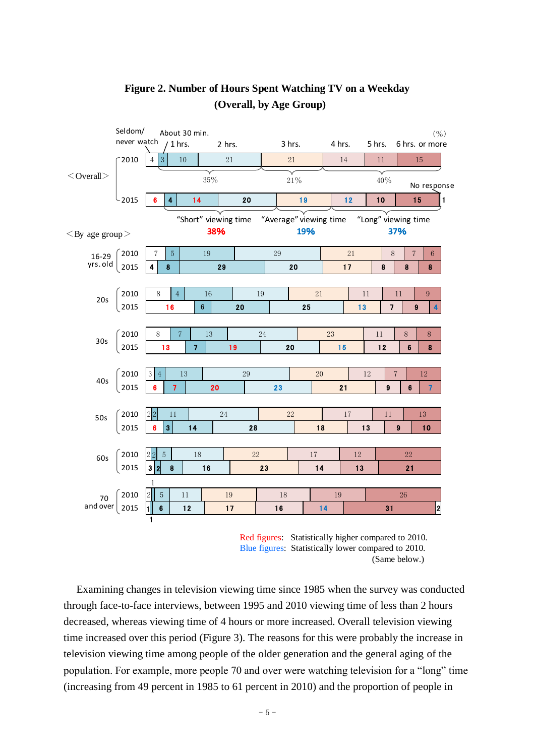**Figure 2. Number of Hours Spent Watching TV on a Weekday (Overall, by Age Group)**

(%)

| Group | Year | Seldom/never watch | About 30 min. | 1 hrs. | 2 hrs. | 3 hrs. | 4 hrs. | 5 hrs. | 6 hrs. or more | No response |
|---|---|---|---|---|---|---|---|---|---|---|
| Overall | 2010 | 4 | 3 | 10 | 21 | 21 | 14 | 11 | 15 | |
| Overall | 2015 | 6 | 4 | 14 | 20 | 19 | 12 | 10 | 15 | 1 |
| 16-29 yrs. old | 2010 | 7 | 5 | 19 | 29 | 21 | 8 | 7 | 6 | |
| 16-29 yrs. old | 2015 | 4 | 8 | 29 | 20 | 17 | 8 | 8 | 8 | |
| 20s | 2010 | 8 | 4 | 16 | 19 | 21 | 11 | 11 | 9 | |
| 20s | 2015 | 16 | 6 | 20 | 25 | 13 | 7 | 9 | 4 | |
| 30s | 2010 | 8 | 7 | 13 | 24 | 23 | 11 | 8 | 8 | |
| 30s | 2015 | 13 | 7 | 19 | 20 | 15 | 12 | 6 | 8 | |
| 40s | 2010 | 3 | 4 | 13 | 29 | 20 | 12 | 7 | 12 | |
| 40s | 2015 | 6 | 7 | 20 | 23 | 21 | 9 | 6 | 7 | |
| 50s | 2010 | 2 | 2 | 11 | 24 | 22 | 17 | 11 | 13 | |
| 50s | 2015 | 6 | 3 | 14 | 28 | 18 | 13 | 9 | 10 | |
| 60s | 2010 | 2 | 2 | 5 | 18 | 22 | 17 | 12 | 22 | |
| 60s | 2015 | 3 | 2 | 8 | 16 | 23 | 14 | 13 | 21 | |
| 70 and over | 2010 | 1 | 2 | 5 | 11 | 19 | 18 | 19 | 26 | |
| 70 and over | 2015 | 1 | 1 | 6 | 12 | 17 | 16 | 14 | 31 | 2 |

Overall 2010: 35% / 21% / 40%

"Short" viewing time 38% | "Average" viewing time 19% | "Long" viewing time 37%

Red figures: Statistically higher compared to 2010.
Blue figures: Statistically lower compared to 2010.
(Same below.)

Examining changes in television viewing time since 1985 when the survey was conducted through face-to-face interviews, between 1995 and 2010 viewing time of less than 2 hours decreased, whereas viewing time of 4 hours or more increased. Overall television viewing time increased over this period (Figure 3). The reasons for this were probably the increase in television viewing time among people of the older generation and the general aging of the population. For example, more people 70 and over were watching television for a "long" time (increasing from 49 percent in 1985 to 61 percent in 2010) and the proportion of people in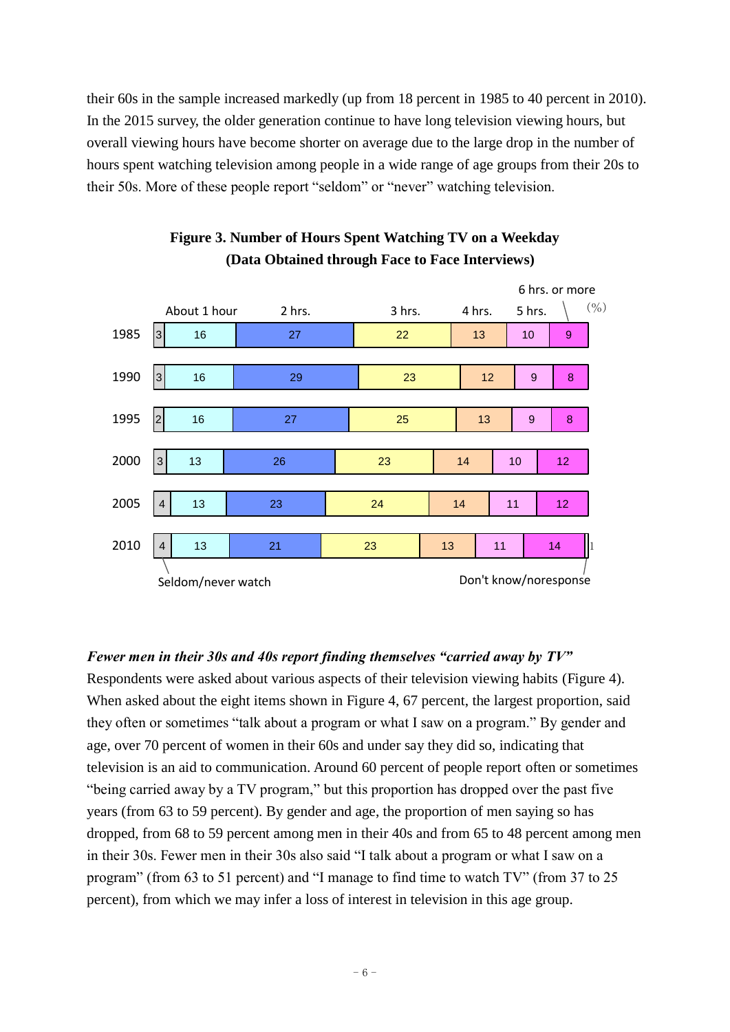their 60s in the sample increased markedly (up from 18 percent in 1985 to 40 percent in 2010). In the 2015 survey, the older generation continue to have long television viewing hours, but overall viewing hours have become shorter on average due to the large drop in the number of hours spent watching television among people in a wide range of age groups from their 20s to their 50s. More of these people report "seldom" or "never" watching television.

**Figure 3. Number of Hours Spent Watching TV on a Weekday (Data Obtained through Face to Face Interviews)**

(%)

| Year | Seldom/never watch | About 1 hour | 2 hrs. | 3 hrs. | 4 hrs. | 5 hrs. | 6 hrs. or more | Don't know/noresponse |
|---|---|---|---|---|---|---|---|---|
| 1985 | 3 | 16 | 27 | 22 | 13 | 10 | 9 | |
| 1990 | 3 | 16 | 29 | 23 | 12 | 9 | 8 | |
| 1995 | 2 | 16 | 27 | 25 | 13 | 9 | 8 | |
| 2000 | 3 | 13 | 26 | 23 | 14 | 10 | 12 | |
| 2005 | 4 | 13 | 23 | 24 | 14 | 11 | 12 | |
| 2010 | 4 | 13 | 21 | 23 | 13 | 11 | 14 | 1 |

***Fewer men in their 30s and 40s report finding themselves "carried away by TV"***

Respondents were asked about various aspects of their television viewing habits (Figure 4). When asked about the eight items shown in Figure 4, 67 percent, the largest proportion, said they often or sometimes "talk about a program or what I saw on a program." By gender and age, over 70 percent of women in their 60s and under say they did so, indicating that television is an aid to communication. Around 60 percent of people report often or sometimes "being carried away by a TV program," but this proportion has dropped over the past five years (from 63 to 59 percent). By gender and age, the proportion of men saying so has dropped, from 68 to 59 percent among men in their 40s and from 65 to 48 percent among men in their 30s. Fewer men in their 30s also said "I talk about a program or what I saw on a program" (from 63 to 51 percent) and "I manage to find time to watch TV" (from 37 to 25 percent), from which we may infer a loss of interest in television in this age group.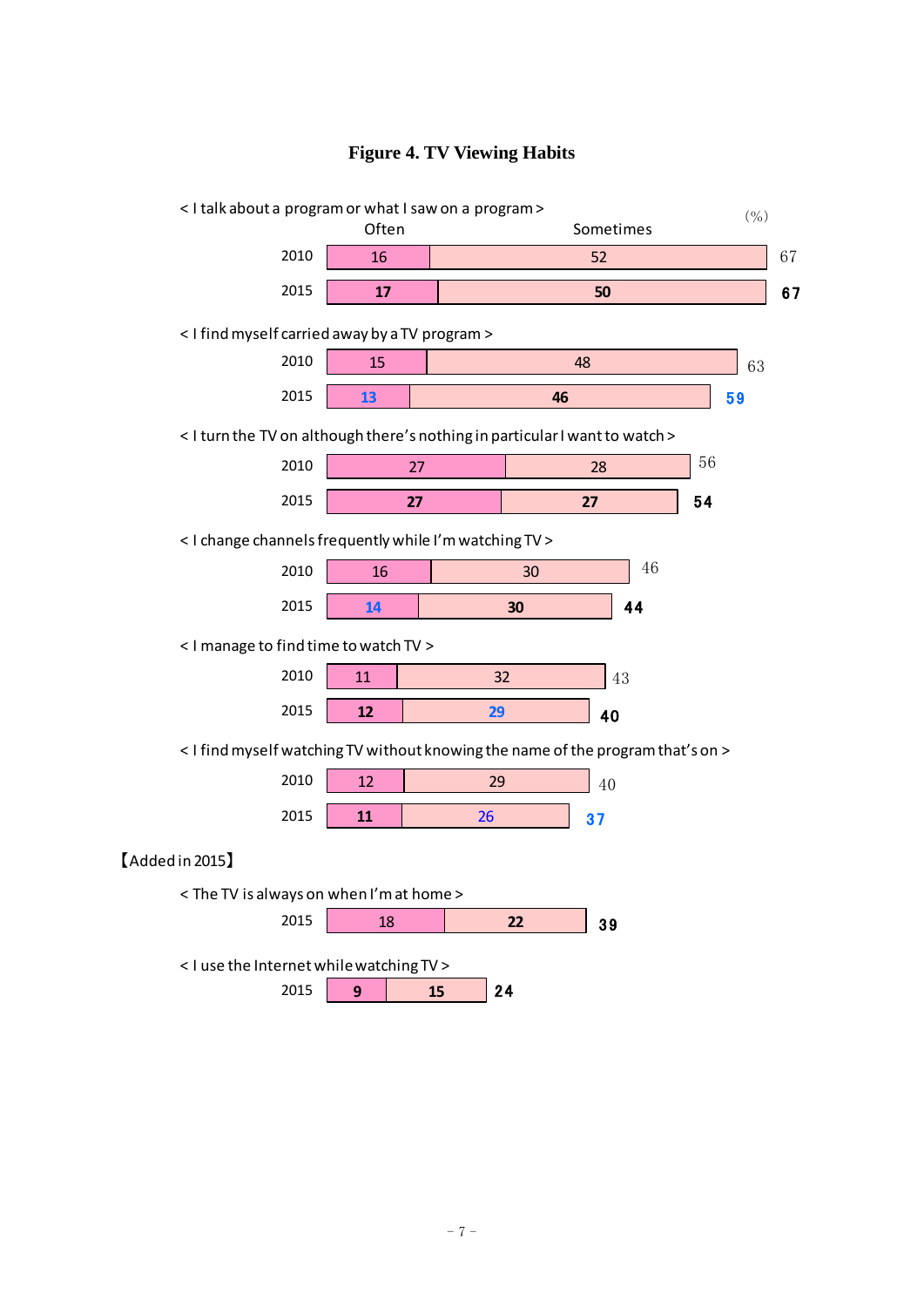# Figure 4. TV Viewing Habits

(%)

| Item | Year | Often | Sometimes | Total |
|---|---|---|---|---|
| < I talk about a program or what I saw on a program > | 2010 | 16 | 52 | 67 |
| | 2015 | 17 | 50 | 67 |
| < I find myself carried away by a TV program > | 2010 | 15 | 48 | 63 |
| | 2015 | 13 | 46 | 59 |
| < I turn the TV on although there's nothing in particular I want to watch > | 2010 | 27 | 28 | 56 |
| | 2015 | 27 | 27 | 54 |
| < I change channels frequently while I'm watching TV > | 2010 | 16 | 30 | 46 |
| | 2015 | 14 | 30 | 44 |
| < I manage to find time to watch TV > | 2010 | 11 | 32 | 43 |
| | 2015 | 12 | 29 | 40 |
| < I find myself watching TV without knowing the name of the program that's on > | 2010 | 12 | 29 | 40 |
| | 2015 | 11 | 26 | 37 |

【Added in 2015】

| Item | Year | Often | Sometimes | Total |
|---|---|---|---|---|
| < The TV is always on when I'm at home > | 2015 | 18 | 22 | 39 |
| < I use the Internet while watching TV > | 2015 | 9 | 15 | 24 |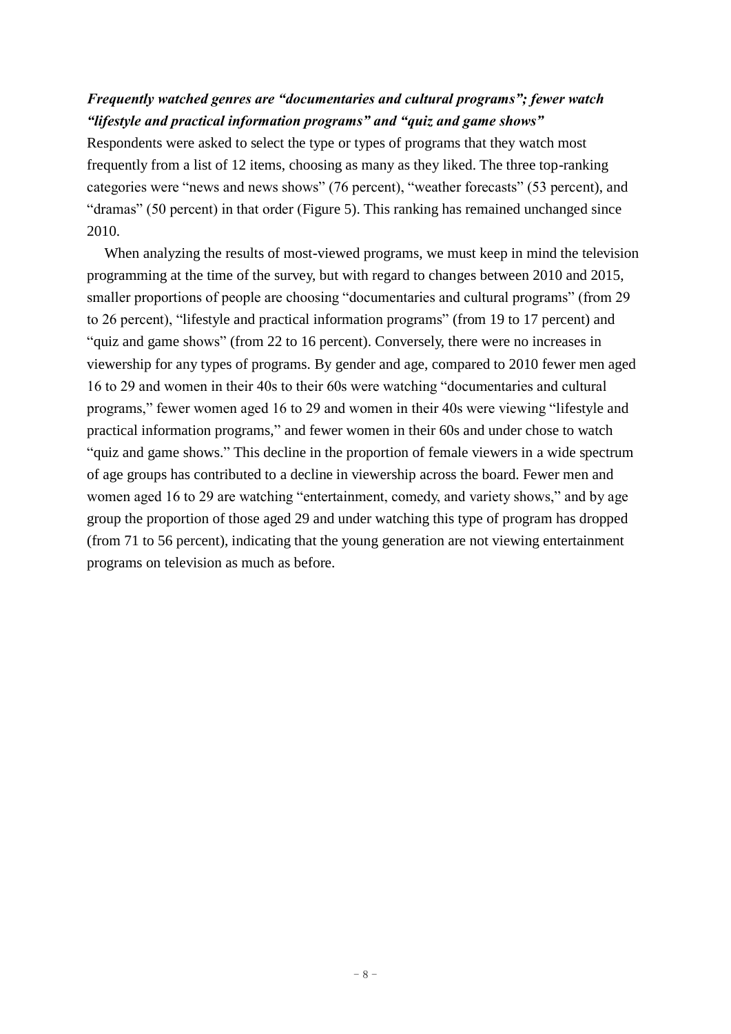***Frequently watched genres are "documentaries and cultural programs"; fewer watch "lifestyle and practical information programs" and "quiz and game shows"***

Respondents were asked to select the type or types of programs that they watch most frequently from a list of 12 items, choosing as many as they liked. The three top-ranking categories were "news and news shows" (76 percent), "weather forecasts" (53 percent), and "dramas" (50 percent) in that order (Figure 5). This ranking has remained unchanged since 2010.

When analyzing the results of most-viewed programs, we must keep in mind the television programming at the time of the survey, but with regard to changes between 2010 and 2015, smaller proportions of people are choosing "documentaries and cultural programs" (from 29 to 26 percent), "lifestyle and practical information programs" (from 19 to 17 percent) and "quiz and game shows" (from 22 to 16 percent). Conversely, there were no increases in viewership for any types of programs. By gender and age, compared to 2010 fewer men aged 16 to 29 and women in their 40s to their 60s were watching "documentaries and cultural programs," fewer women aged 16 to 29 and women in their 40s were viewing "lifestyle and practical information programs," and fewer women in their 60s and under chose to watch "quiz and game shows." This decline in the proportion of female viewers in a wide spectrum of age groups has contributed to a decline in viewership across the board. Fewer men and women aged 16 to 29 are watching "entertainment, comedy, and variety shows," and by age group the proportion of those aged 29 and under watching this type of program has dropped (from 71 to 56 percent), indicating that the young generation are not viewing entertainment programs on television as much as before.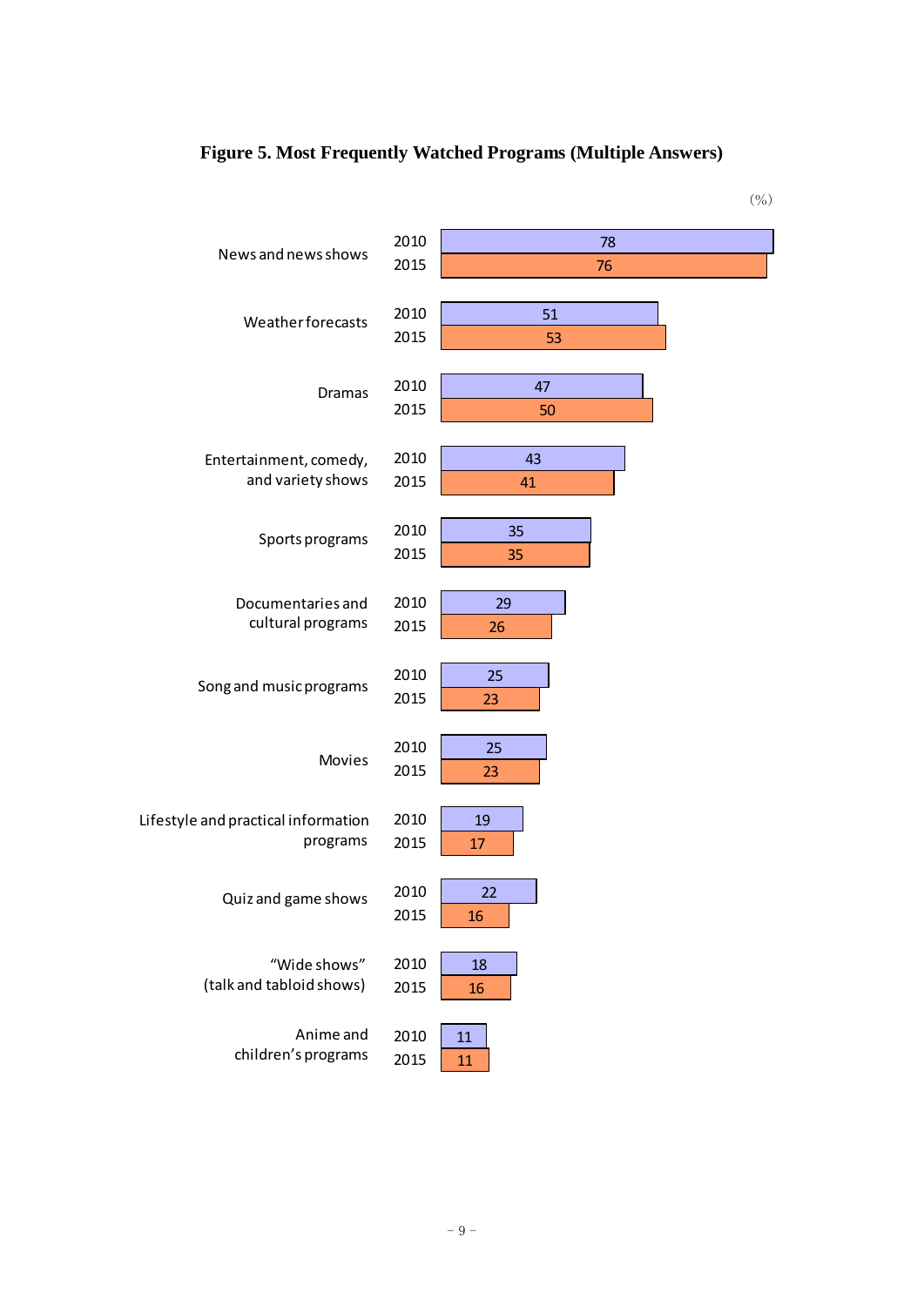**Figure 5. Most Frequently Watched Programs (Multiple Answers)**

(%)

| Program | 2010 | 2015 |
|---|---|---|
| News and news shows | 78 | 76 |
| Weather forecasts | 51 | 53 |
| Dramas | 47 | 50 |
| Entertainment, comedy, and variety shows | 43 | 41 |
| Sports programs | 35 | 35 |
| Documentaries and cultural programs | 29 | 26 |
| Song and music programs | 25 | 23 |
| Movies | 25 | 23 |
| Lifestyle and practical information programs | 19 | 17 |
| Quiz and game shows | 22 | 16 |
| “Wide shows” (talk and tabloid shows) | 18 | 16 |
| Anime and children’s programs | 11 | 11 |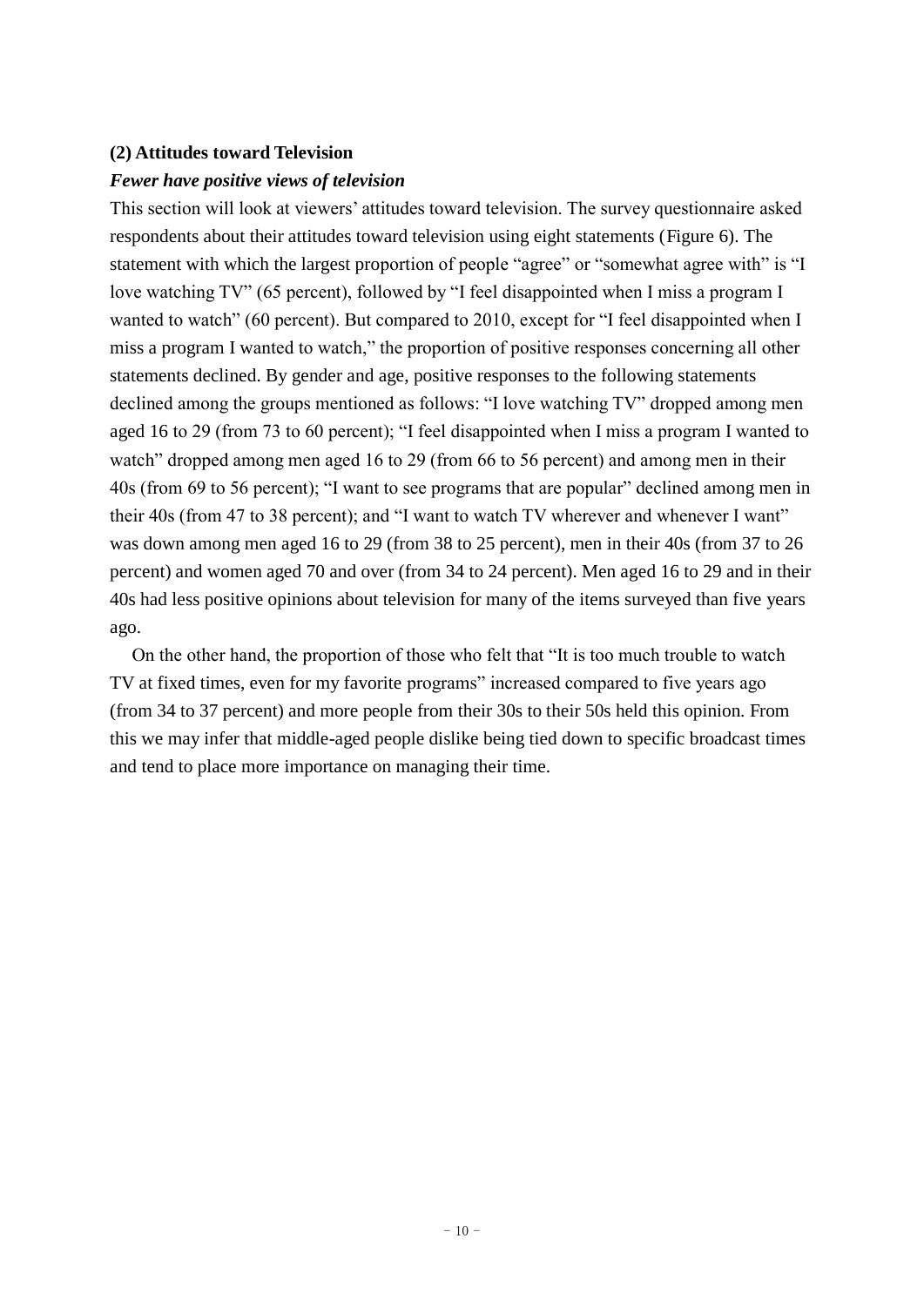### (2) Attitudes toward Television

***Fewer have positive views of television***

This section will look at viewers' attitudes toward television. The survey questionnaire asked respondents about their attitudes toward television using eight statements (Figure 6). The statement with which the largest proportion of people "agree" or "somewhat agree with" is "I love watching TV" (65 percent), followed by "I feel disappointed when I miss a program I wanted to watch" (60 percent). But compared to 2010, except for "I feel disappointed when I miss a program I wanted to watch," the proportion of positive responses concerning all other statements declined. By gender and age, positive responses to the following statements declined among the groups mentioned as follows: "I love watching TV" dropped among men aged 16 to 29 (from 73 to 60 percent); "I feel disappointed when I miss a program I wanted to watch" dropped among men aged 16 to 29 (from 66 to 56 percent) and among men in their 40s (from 69 to 56 percent); "I want to see programs that are popular" declined among men in their 40s (from 47 to 38 percent); and "I want to watch TV wherever and whenever I want" was down among men aged 16 to 29 (from 38 to 25 percent), men in their 40s (from 37 to 26 percent) and women aged 70 and over (from 34 to 24 percent). Men aged 16 to 29 and in their 40s had less positive opinions about television for many of the items surveyed than five years ago.

On the other hand, the proportion of those who felt that "It is too much trouble to watch TV at fixed times, even for my favorite programs" increased compared to five years ago (from 34 to 37 percent) and more people from their 30s to their 50s held this opinion. From this we may infer that middle-aged people dislike being tied down to specific broadcast times and tend to place more importance on managing their time.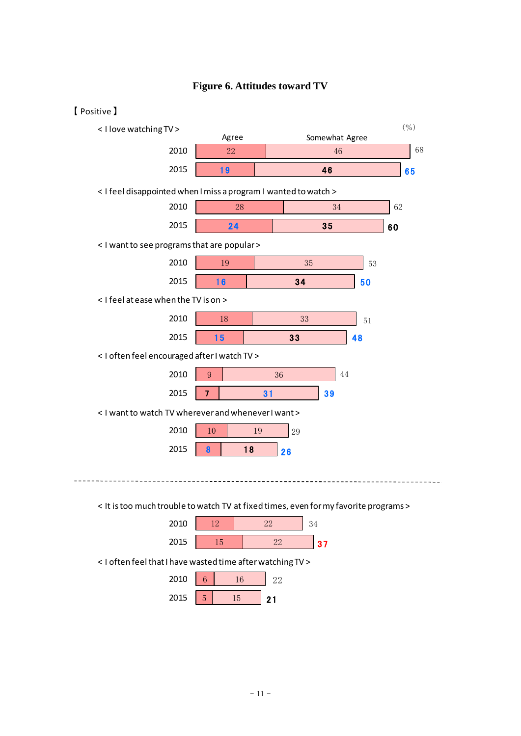# Figure 6. Attitudes toward TV

【 Positive 】

(%)

< I love watching TV >

| | Agree | Somewhat Agree | Total |
|---|---|---|---|
| 2010 | 22 | 46 | 68 |
| 2015 | 19 | 46 | 65 |

< I feel disappointed when I miss a program I wanted to watch >

| | Agree | Somewhat Agree | Total |
|---|---|---|---|
| 2010 | 28 | 34 | 62 |
| 2015 | 24 | 35 | 60 |

< I want to see programs that are popular >

| | Agree | Somewhat Agree | Total |
|---|---|---|---|
| 2010 | 19 | 35 | 53 |
| 2015 | 16 | 34 | 50 |

< I feel at ease when the TV is on >

| | Agree | Somewhat Agree | Total |
|---|---|---|---|
| 2010 | 18 | 33 | 51 |
| 2015 | 15 | 33 | 48 |

< I often feel encouraged after I watch TV >

| | Agree | Somewhat Agree | Total |
|---|---|---|---|
| 2010 | 9 | 36 | 44 |
| 2015 | 7 | 31 | 39 |

< I want to watch TV wherever and whenever I want >

| | Agree | Somewhat Agree | Total |
|---|---|---|---|
| 2010 | 10 | 19 | 29 |
| 2015 | 8 | 18 | 26 |

---

< It is too much trouble to watch TV at fixed times, even for my favorite programs >

| | Agree | Somewhat Agree | Total |
|---|---|---|---|
| 2010 | 12 | 22 | 34 |
| 2015 | 15 | 22 | 37 |

< I often feel that I have wasted time after watching TV >

| | Agree | Somewhat Agree | Total |
|---|---|---|---|
| 2010 | 6 | 16 | 22 |
| 2015 | 5 | 15 | 21 |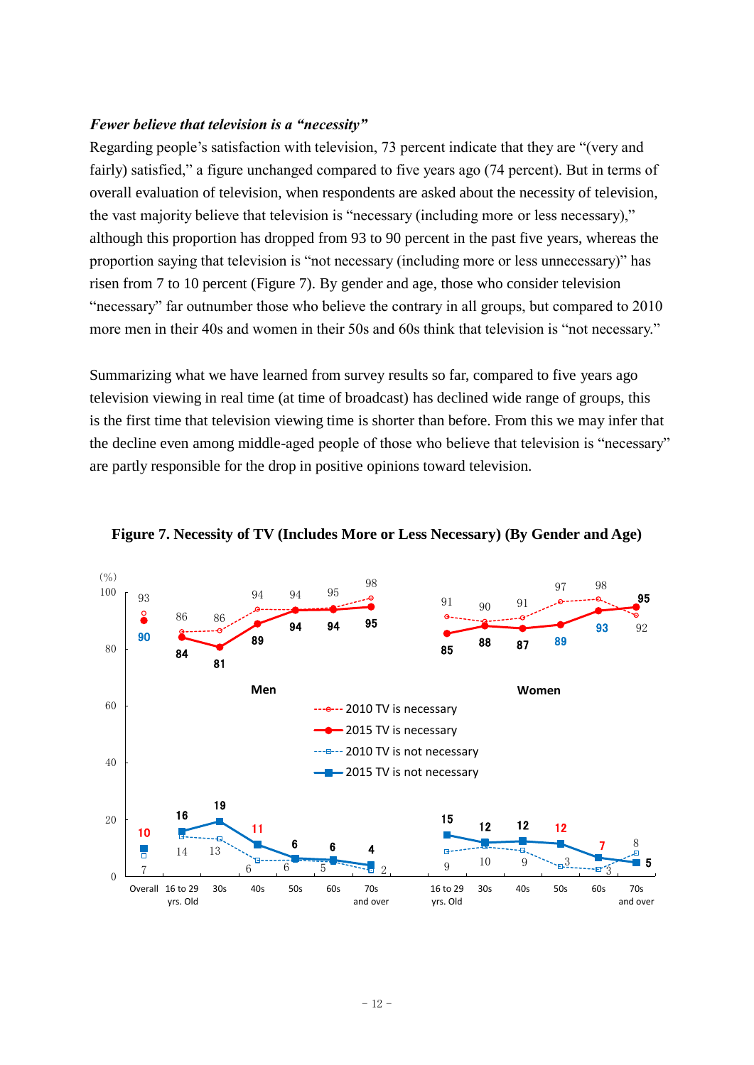***Fewer believe that television is a "necessity"***

Regarding people's satisfaction with television, 73 percent indicate that they are "(very and fairly) satisfied," a figure unchanged compared to five years ago (74 percent). But in terms of overall evaluation of television, when respondents are asked about the necessity of television, the vast majority believe that television is "necessary (including more or less necessary)," although this proportion has dropped from 93 to 90 percent in the past five years, whereas the proportion saying that television is "not necessary (including more or less unnecessary)" has risen from 7 to 10 percent (Figure 7). By gender and age, those who consider television "necessary" far outnumber those who believe the contrary in all groups, but compared to 2010 more men in their 40s and women in their 50s and 60s think that television is "not necessary."

Summarizing what we have learned from survey results so far, compared to five years ago television viewing in real time (at time of broadcast) has declined wide range of groups, this is the first time that television viewing time is shorter than before. From this we may infer that the decline even among middle-aged people of those who believe that television is "necessary" are partly responsible for the drop in positive opinions toward television.

**Figure 7. Necessity of TV (Includes More or Less Necessary) (By Gender and Age)**

| (%) | Overall | Men 16 to 29 yrs. Old | Men 30s | Men 40s | Men 50s | Men 60s | Men 70s and over | Women 16 to 29 yrs. Old | Women 30s | Women 40s | Women 50s | Women 60s | Women 70s and over |
|---|---|---|---|---|---|---|---|---|---|---|---|---|---|
| 2010 TV is necessary | 93 | 86 | 86 | 94 | 94 | 95 | 98 | 91 | 90 | 91 | 97 | 98 | 92 |
| 2015 TV is necessary | 90 | 84 | 81 | 89 | 94 | 94 | 95 | 85 | 88 | 87 | 89 | 93 | 95 |
| 2010 TV is not necessary | 7 | 14 | 13 | 6 | 6 | 5 | 2 | 9 | 10 | 9 | 3 | 3 | 8 |
| 2015 TV is not necessary | 10 | 16 | 19 | 11 | 6 | 6 | 4 | 15 | 12 | 12 | 12 | 7 | 5 |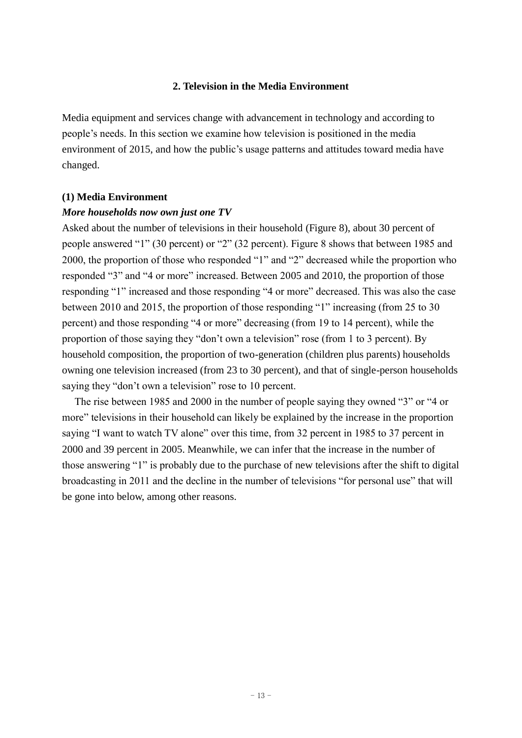## 2. Television in the Media Environment

Media equipment and services change with advancement in technology and according to people's needs. In this section we examine how television is positioned in the media environment of 2015, and how the public's usage patterns and attitudes toward media have changed.

### (1) Media Environment

***More households now own just one TV***

Asked about the number of televisions in their household (Figure 8), about 30 percent of people answered "1" (30 percent) or "2" (32 percent). Figure 8 shows that between 1985 and 2000, the proportion of those who responded "1" and "2" decreased while the proportion who responded "3" and "4 or more" increased. Between 2005 and 2010, the proportion of those responding "1" increased and those responding "4 or more" decreased. This was also the case between 2010 and 2015, the proportion of those responding "1" increasing (from 25 to 30 percent) and those responding "4 or more" decreasing (from 19 to 14 percent), while the proportion of those saying they "don't own a television" rose (from 1 to 3 percent). By household composition, the proportion of two-generation (children plus parents) households owning one television increased (from 23 to 30 percent), and that of single-person households saying they "don't own a television" rose to 10 percent.

The rise between 1985 and 2000 in the number of people saying they owned "3" or "4 or more" televisions in their household can likely be explained by the increase in the proportion saying "I want to watch TV alone" over this time, from 32 percent in 1985 to 37 percent in 2000 and 39 percent in 2005. Meanwhile, we can infer that the increase in the number of those answering "1" is probably due to the purchase of new televisions after the shift to digital broadcasting in 2011 and the decline in the number of televisions "for personal use" that will be gone into below, among other reasons.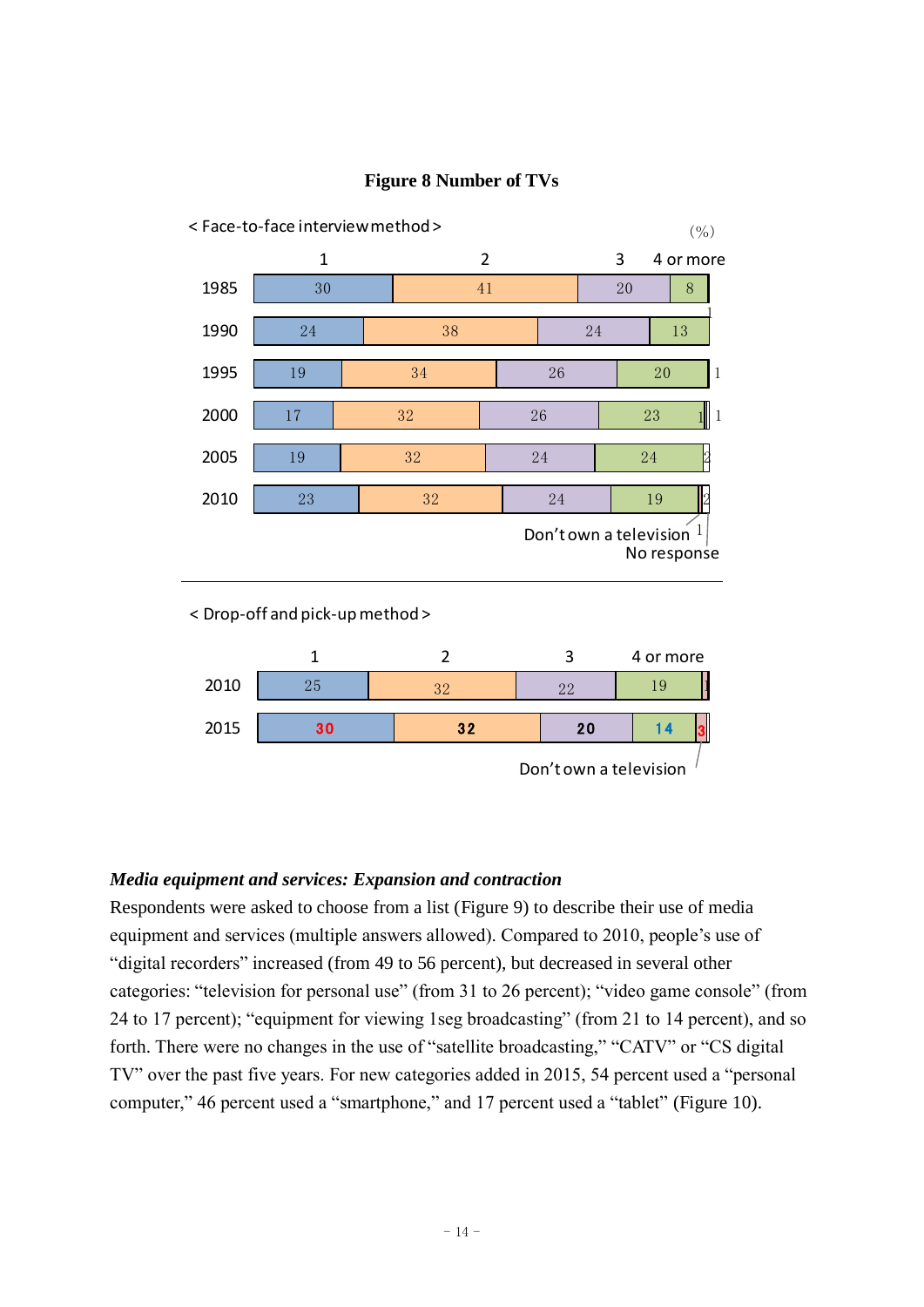**Figure 8 Number of TVs**

< Face-to-face interview method >

(%)

| Year | 1 | 2 | 3 | 4 or more | Don't own a television | No response |
|---|---|---|---|---|---|---|
| 1985 | 30 | 41 | 20 | 8 | | 1 |
| 1990 | 24 | 38 | 24 | 13 | | |
| 1995 | 19 | 34 | 26 | 20 | | 1 |
| 2000 | 17 | 32 | 26 | 23 | 1 | 1 |
| 2005 | 19 | 32 | 24 | 24 | | 2 |
| 2010 | 23 | 32 | 24 | 19 | 1 | 2 |

< Drop-off and pick-up method >

| Year | 1 | 2 | 3 | 4 or more | Don't own a television |
|---|---|---|---|---|---|
| 2010 | 25 | 32 | 22 | 19 | 1 |
| 2015 | 30 | 32 | 20 | 14 | 3 |

***Media equipment and services: Expansion and contraction***

Respondents were asked to choose from a list (Figure 9) to describe their use of media equipment and services (multiple answers allowed). Compared to 2010, people's use of "digital recorders" increased (from 49 to 56 percent), but decreased in several other categories: "television for personal use" (from 31 to 26 percent); "video game console" (from 24 to 17 percent); "equipment for viewing 1seg broadcasting" (from 21 to 14 percent), and so forth. There were no changes in the use of "satellite broadcasting," "CATV" or "CS digital TV" over the past five years. For new categories added in 2015, 54 percent used a "personal computer," 46 percent used a "smartphone," and 17 percent used a "tablet" (Figure 10).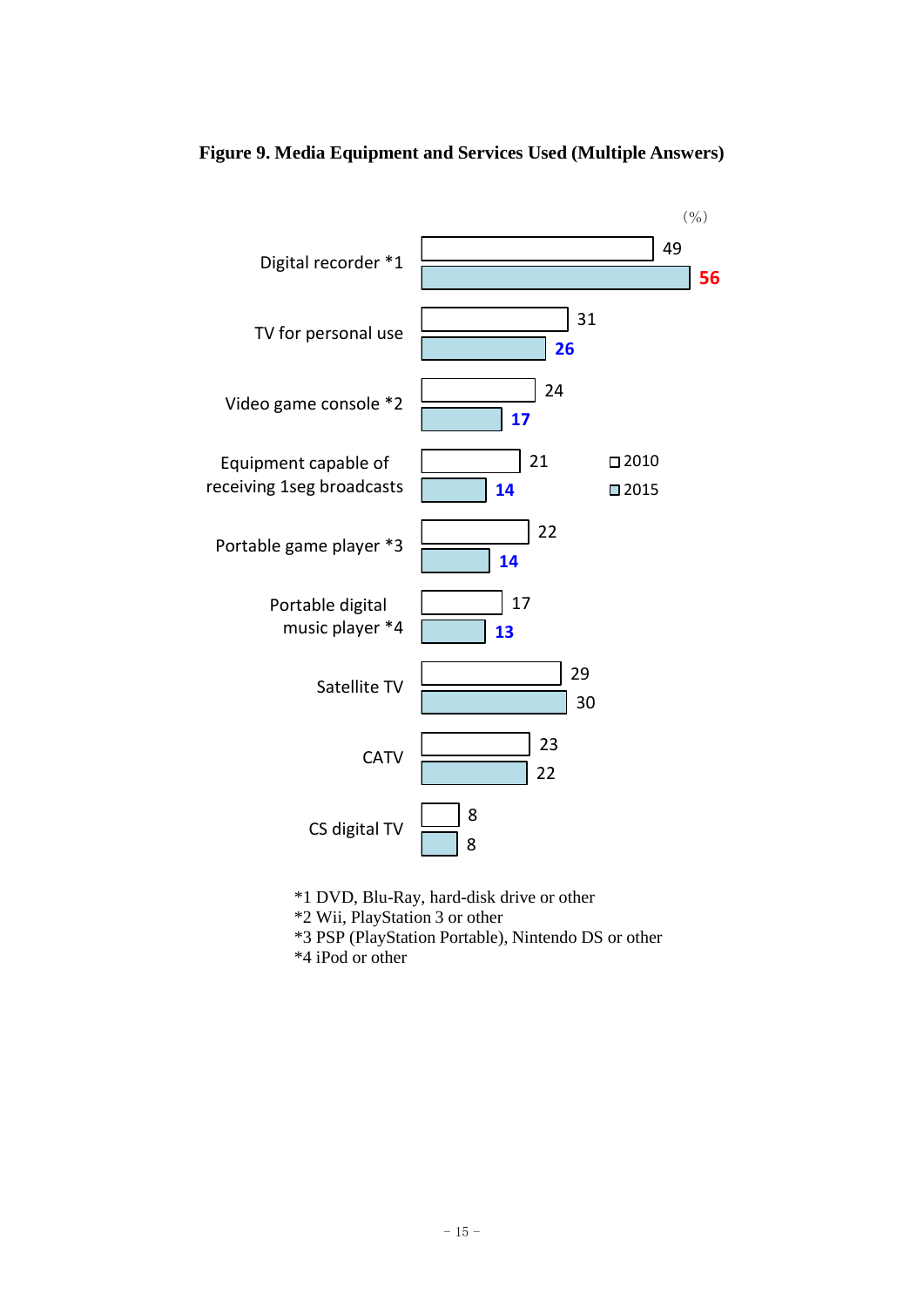**Figure 9. Media Equipment and Services Used (Multiple Answers)**

(%)

| | 2010 | 2015 |
|---|---|---|
| Digital recorder *1 | 49 | 56 |
| TV for personal use | 31 | 26 |
| Video game console *2 | 24 | 17 |
| Equipment capable of receiving 1seg broadcasts | 21 | 14 |
| Portable game player *3 | 22 | 14 |
| Portable digital music player *4 | 17 | 13 |
| Satellite TV | 29 | 30 |
| CATV | 23 | 22 |
| CS digital TV | 8 | 8 |

*1 DVD, Blu-Ray, hard-disk drive or other
*2 Wii, PlayStation 3 or other
*3 PSP (PlayStation Portable), Nintendo DS or other
*4 iPod or other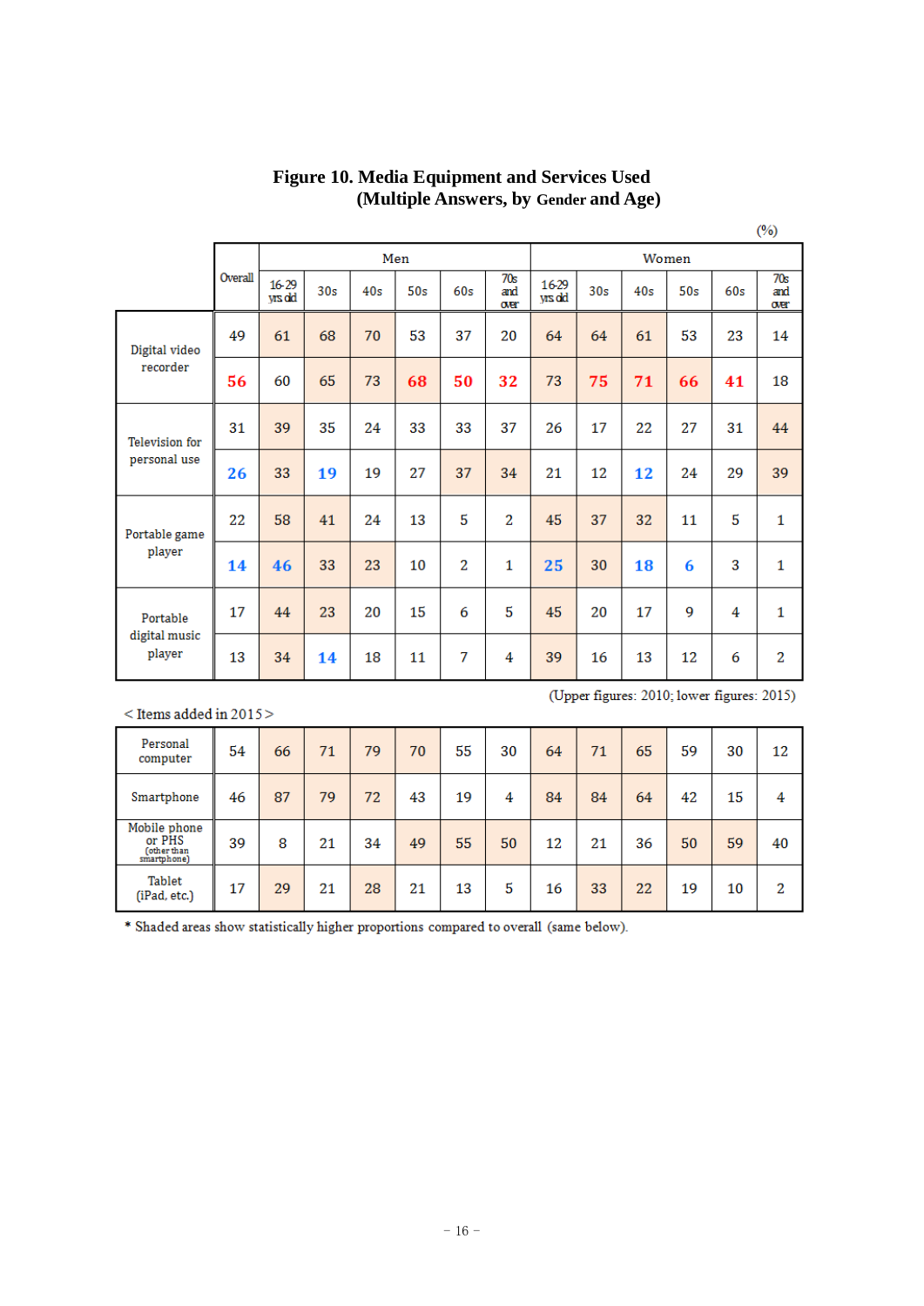# Figure 10. Media Equipment and Services Used (Multiple Answers, by Gender and Age)

(%)

| | Overall | Men | | | | | | Women | | | | | |
|---|---|---|---|---|---|---|---|---|---|---|---|---|---|
| | | 16-29 yrs old | 30s | 40s | 50s | 60s | 70s and over | 16-29 yrs old | 30s | 40s | 50s | 60s | 70s and over |
| Digital video recorder | 49 | 61 | 68 | 70 | 53 | 37 | 20 | 64 | 64 | 61 | 53 | 23 | 14 |
| | 56 | 60 | 65 | 73 | 68 | 50 | 32 | 73 | 75 | 71 | 66 | 41 | 18 |
| Television for personal use | 31 | 39 | 35 | 24 | 33 | 33 | 37 | 26 | 17 | 22 | 27 | 31 | 44 |
| | 26 | 33 | 19 | 19 | 27 | 37 | 34 | 21 | 12 | 12 | 24 | 29 | 39 |
| Portable game player | 22 | 58 | 41 | 24 | 13 | 5 | 2 | 45 | 37 | 32 | 11 | 5 | 1 |
| | 14 | 46 | 33 | 23 | 10 | 2 | 1 | 25 | 30 | 18 | 6 | 3 | 1 |
| Portable digital music player | 17 | 44 | 23 | 20 | 15 | 6 | 5 | 45 | 20 | 17 | 9 | 4 | 1 |
| | 13 | 34 | 14 | 18 | 11 | 7 | 4 | 39 | 16 | 13 | 12 | 6 | 2 |

(Upper figures: 2010; lower figures: 2015)

< Items added in 2015 >

| | Overall | Men 16-29 yrs old | Men 30s | Men 40s | Men 50s | Men 60s | Men 70s and over | Women 16-29 yrs old | Women 30s | Women 40s | Women 50s | Women 60s | Women 70s and over |
|---|---|---|---|---|---|---|---|---|---|---|---|---|---|
| Personal computer | 54 | 66 | 71 | 79 | 70 | 55 | 30 | 64 | 71 | 65 | 59 | 30 | 12 |
| Smartphone | 46 | 87 | 79 | 72 | 43 | 19 | 4 | 84 | 84 | 64 | 42 | 15 | 4 |
| Mobile phone or PHS (other than smartphone) | 39 | 8 | 21 | 34 | 49 | 55 | 50 | 12 | 21 | 36 | 50 | 59 | 40 |
| Tablet (iPad, etc.) | 17 | 29 | 21 | 28 | 21 | 13 | 5 | 16 | 33 | 22 | 19 | 10 | 2 |

* Shaded areas show statistically higher proportions compared to overall (same below).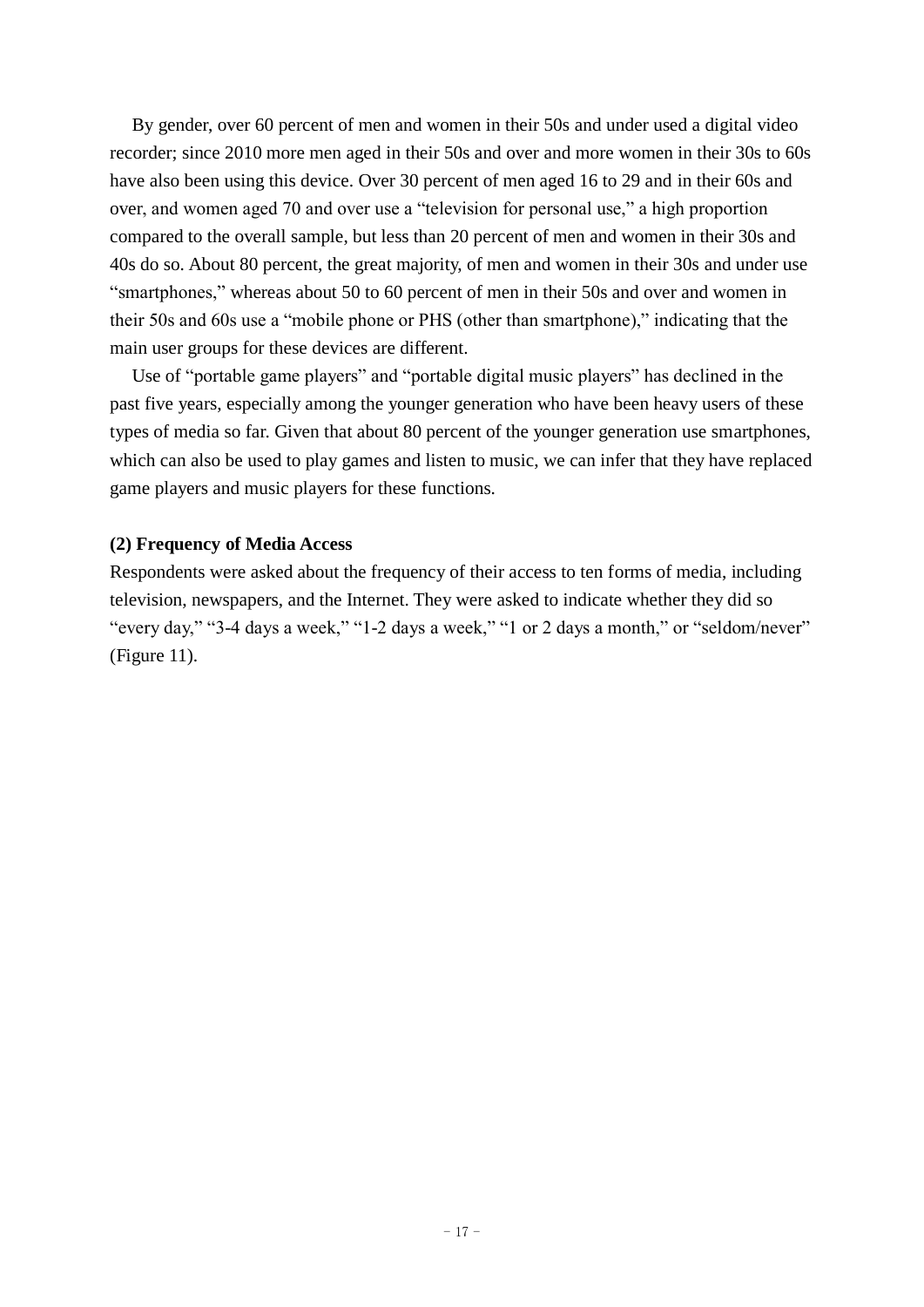By gender, over 60 percent of men and women in their 50s and under used a digital video recorder; since 2010 more men aged in their 50s and over and more women in their 30s to 60s have also been using this device. Over 30 percent of men aged 16 to 29 and in their 60s and over, and women aged 70 and over use a "television for personal use," a high proportion compared to the overall sample, but less than 20 percent of men and women in their 30s and 40s do so. About 80 percent, the great majority, of men and women in their 30s and under use "smartphones," whereas about 50 to 60 percent of men in their 50s and over and women in their 50s and 60s use a "mobile phone or PHS (other than smartphone)," indicating that the main user groups for these devices are different.

Use of "portable game players" and "portable digital music players" has declined in the past five years, especially among the younger generation who have been heavy users of these types of media so far. Given that about 80 percent of the younger generation use smartphones, which can also be used to play games and listen to music, we can infer that they have replaced game players and music players for these functions.

**(2) Frequency of Media Access**

Respondents were asked about the frequency of their access to ten forms of media, including television, newspapers, and the Internet. They were asked to indicate whether they did so "every day," "3-4 days a week," "1-2 days a week," "1 or 2 days a month," or "seldom/never" (Figure 11).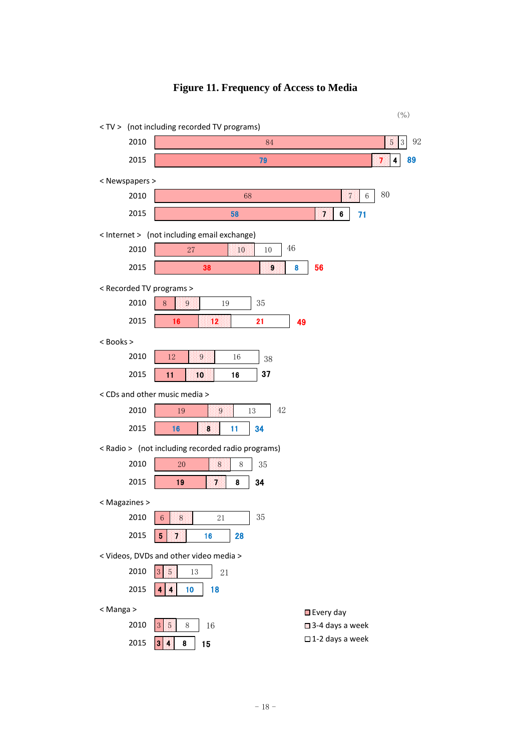# Figure 11. Frequency of Access to Media

(%)

| Media | Year | Every day | 3-4 days a week | 1-2 days a week | Total |
|---|---|---|---|---|---|
| TV (not including recorded TV programs) | 2010 | 84 | 5 | 3 | 92 |
| | 2015 | 79 | 7 | 4 | 89 |
| Newspapers | 2010 | 68 | 7 | 6 | 80 |
| | 2015 | 58 | 7 | 6 | 71 |
| Internet (not including email exchange) | 2010 | 27 | 10 | 10 | 46 |
| | 2015 | 38 | 9 | 8 | 56 |
| Recorded TV programs | 2010 | 8 | 9 | 19 | 35 |
| | 2015 | 16 | 12 | 21 | 49 |
| Books | 2010 | 12 | 9 | 16 | 38 |
| | 2015 | 11 | 10 | 16 | 37 |
| CDs and other music media | 2010 | 19 | 9 | 13 | 42 |
| | 2015 | 16 | 8 | 11 | 34 |
| Radio (not including recorded radio programs) | 2010 | 20 | 8 | 8 | 35 |
| | 2015 | 19 | 7 | 8 | 34 |
| Magazines | 2010 | 6 | 8 | 21 | 35 |
| | 2015 | 5 | 7 | 16 | 28 |
| Videos, DVDs and other video media | 2010 | 3 | 5 | 13 | 21 |
| | 2015 | 4 | 4 | 10 | 18 |
| Manga | 2010 | 3 | 5 | 8 | 16 |
| | 2015 | 3 | 4 | 8 | 15 |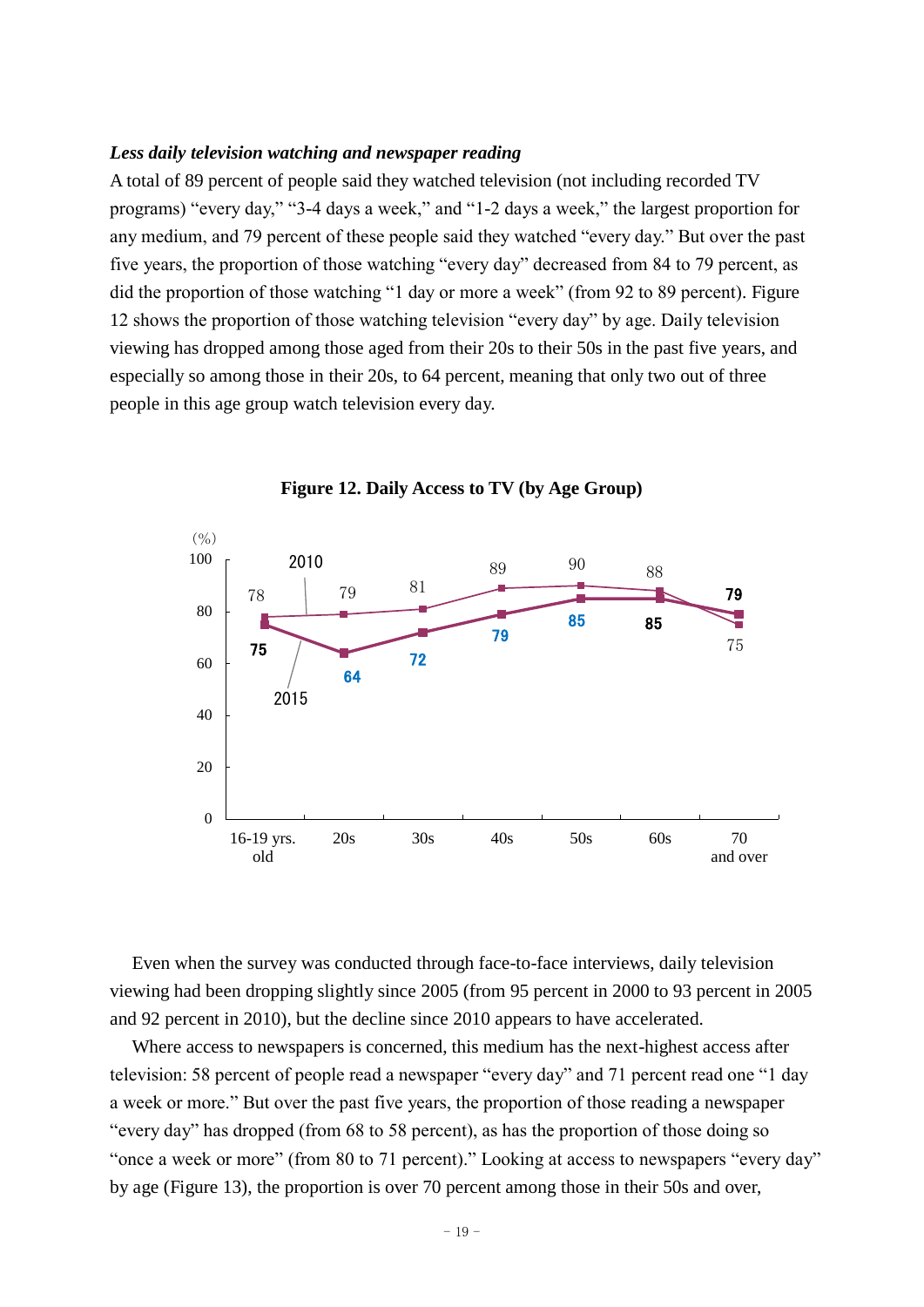***Less daily television watching and newspaper reading***

A total of 89 percent of people said they watched television (not including recorded TV programs) "every day," "3-4 days a week," and "1-2 days a week," the largest proportion for any medium, and 79 percent of these people said they watched "every day." But over the past five years, the proportion of those watching "every day" decreased from 84 to 79 percent, as did the proportion of those watching "1 day or more a week" (from 92 to 89 percent). Figure 12 shows the proportion of those watching television "every day" by age. Daily television viewing has dropped among those aged from their 20s to their 50s in the past five years, and especially so among those in their 20s, to 64 percent, meaning that only two out of three people in this age group watch television every day.

**Figure 12. Daily Access to TV (by Age Group)**

| (%) | 16-19 yrs. old | 20s | 30s | 40s | 50s | 60s | 70 and over |
|---|---|---|---|---|---|---|---|
| 2010 | 78 | 79 | 81 | 89 | 90 | 88 | 75 |
| 2015 | 75 | 64 | 72 | 79 | 85 | 85 | 79 |

Even when the survey was conducted through face-to-face interviews, daily television viewing had been dropping slightly since 2005 (from 95 percent in 2000 to 93 percent in 2005 and 92 percent in 2010), but the decline since 2010 appears to have accelerated.

Where access to newspapers is concerned, this medium has the next-highest access after television: 58 percent of people read a newspaper "every day" and 71 percent read one "1 day a week or more." But over the past five years, the proportion of those reading a newspaper "every day" has dropped (from 68 to 58 percent), as has the proportion of those doing so "once a week or more" (from 80 to 71 percent)." Looking at access to newspapers "every day" by age (Figure 13), the proportion is over 70 percent among those in their 50s and over,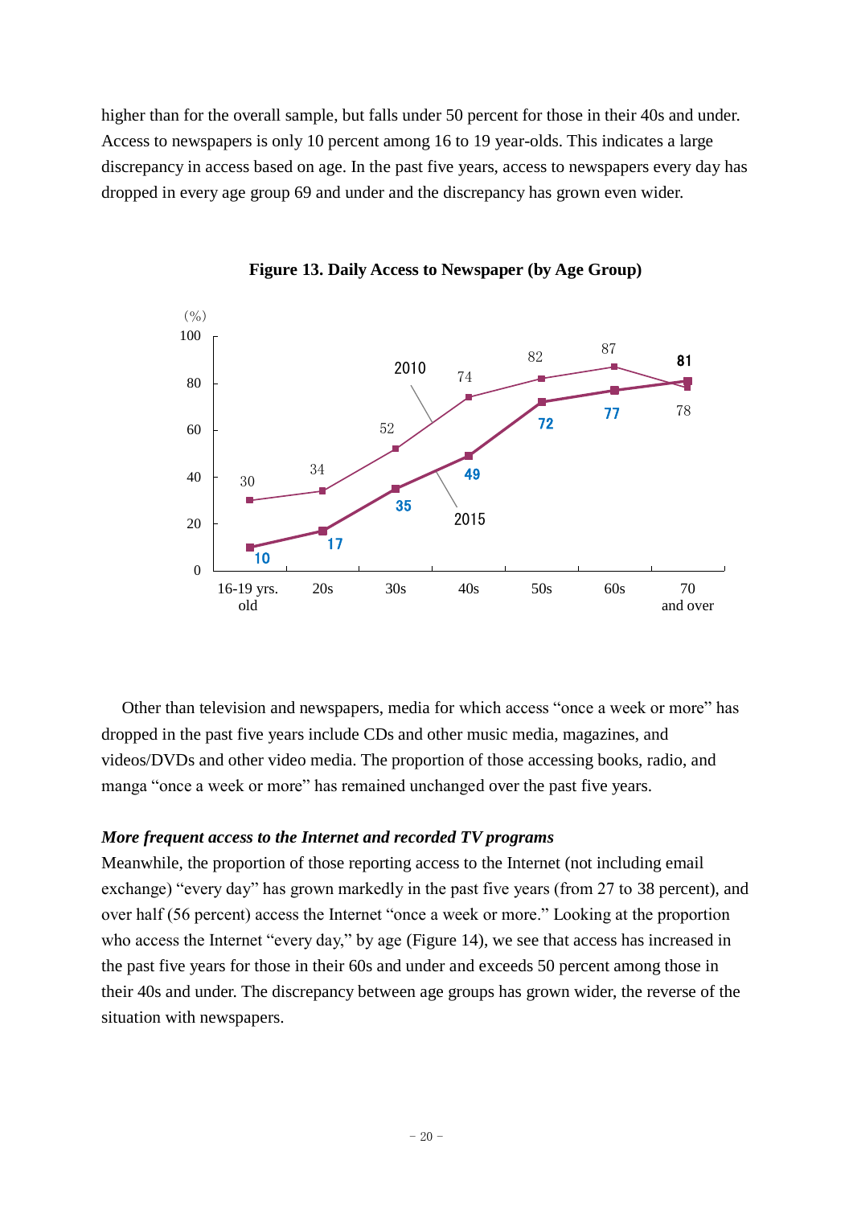higher than for the overall sample, but falls under 50 percent for those in their 40s and under. Access to newspapers is only 10 percent among 16 to 19 year-olds. This indicates a large discrepancy in access based on age. In the past five years, access to newspapers every day has dropped in every age group 69 and under and the discrepancy has grown even wider.

**Figure 13. Daily Access to Newspaper (by Age Group)**

| (%) | 16-19 yrs. old | 20s | 30s | 40s | 50s | 60s | 70 and over |
|---|---|---|---|---|---|---|---|
| 2010 | 30 | 34 | 52 | 74 | 82 | 87 | 78 |
| 2015 | 10 | 17 | 35 | 49 | 72 | 77 | 81 |

Other than television and newspapers, media for which access "once a week or more" has dropped in the past five years include CDs and other music media, magazines, and videos/DVDs and other video media. The proportion of those accessing books, radio, and manga "once a week or more" has remained unchanged over the past five years.

***More frequent access to the Internet and recorded TV programs***

Meanwhile, the proportion of those reporting access to the Internet (not including email exchange) "every day" has grown markedly in the past five years (from 27 to 38 percent), and over half (56 percent) access the Internet "once a week or more." Looking at the proportion who access the Internet "every day," by age (Figure 14), we see that access has increased in the past five years for those in their 60s and under and exceeds 50 percent among those in their 40s and under. The discrepancy between age groups has grown wider, the reverse of the situation with newspapers.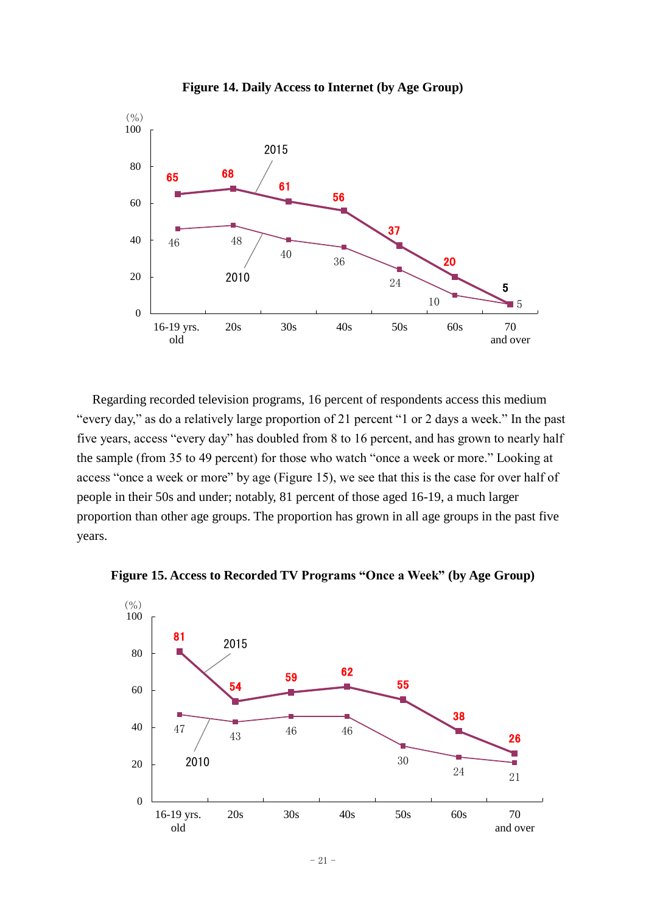**Figure 14. Daily Access to Internet (by Age Group)**

| (%) | 16-19 yrs. old | 20s | 30s | 40s | 50s | 60s | 70 and over |
|---|---|---|---|---|---|---|---|
| 2015 | 65 | 68 | 61 | 56 | 37 | 20 | 5 |
| 2010 | 46 | 48 | 40 | 36 | 24 | 10 | 5 |

Regarding recorded television programs, 16 percent of respondents access this medium "every day," as do a relatively large proportion of 21 percent "1 or 2 days a week." In the past five years, access "every day" has doubled from 8 to 16 percent, and has grown to nearly half the sample (from 35 to 49 percent) for those who watch "once a week or more." Looking at access "once a week or more" by age (Figure 15), we see that this is the case for over half of people in their 50s and under; notably, 81 percent of those aged 16-19, a much larger proportion than other age groups. The proportion has grown in all age groups in the past five years.

**Figure 15. Access to Recorded TV Programs "Once a Week" (by Age Group)**

| (%) | 16-19 yrs. old | 20s | 30s | 40s | 50s | 60s | 70 and over |
|---|---|---|---|---|---|---|---|
| 2015 | 81 | 54 | 59 | 62 | 55 | 38 | 26 |
| 2010 | 47 | 43 | 46 | 46 | 30 | 24 | 21 |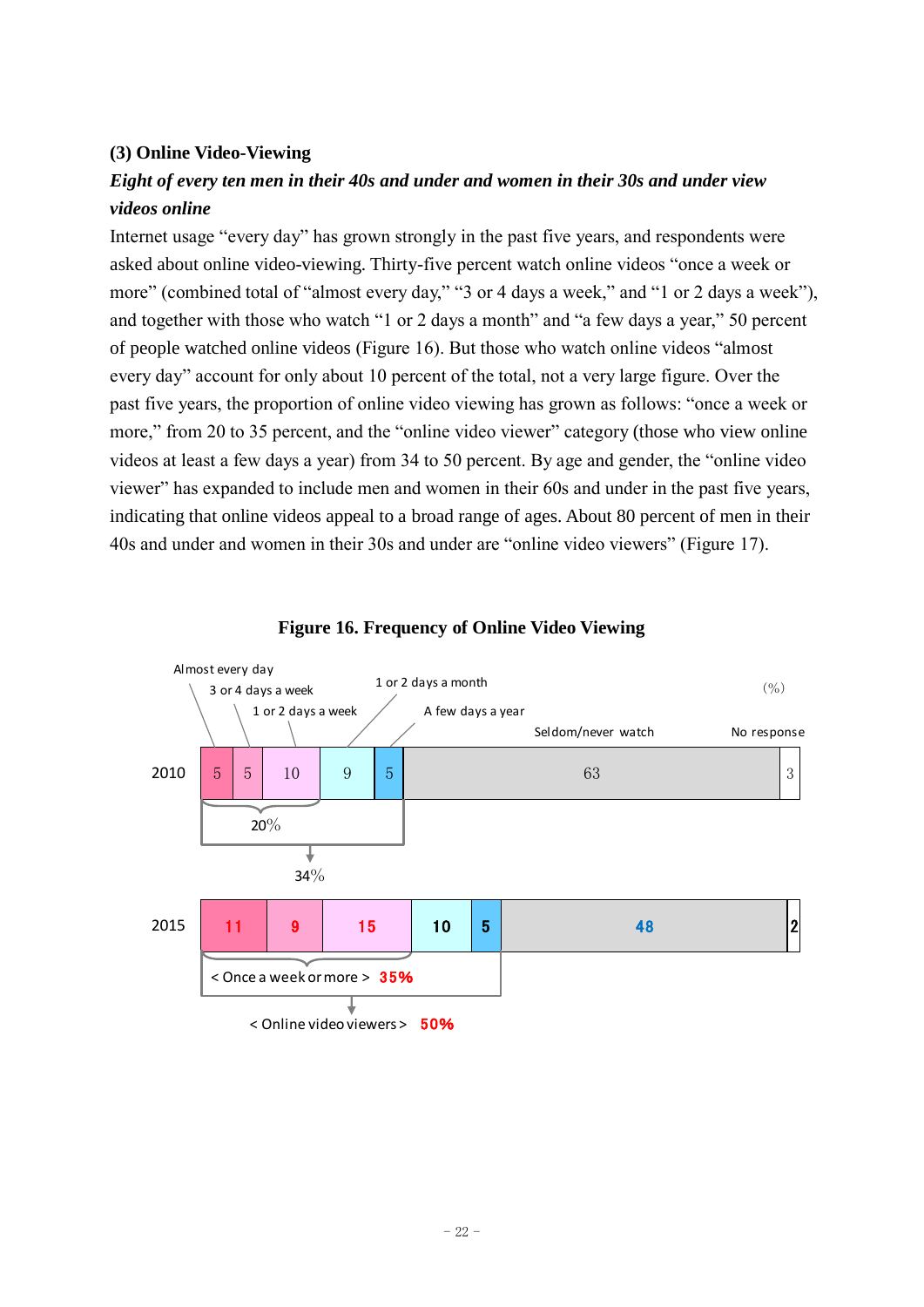### (3) Online Video-Viewing

***Eight of every ten men in their 40s and under and women in their 30s and under view videos online***

Internet usage “every day” has grown strongly in the past five years, and respondents were asked about online video-viewing. Thirty-five percent watch online videos “once a week or more” (combined total of “almost every day,” “3 or 4 days a week,” and “1 or 2 days a week”), and together with those who watch “1 or 2 days a month” and “a few days a year,” 50 percent of people watched online videos (Figure 16). But those who watch online videos “almost every day” account for only about 10 percent of the total, not a very large figure. Over the past five years, the proportion of online video viewing has grown as follows: “once a week or more,” from 20 to 35 percent, and the “online video viewer” category (those who view online videos at least a few days a year) from 34 to 50 percent. By age and gender, the “online video viewer” has expanded to include men and women in their 60s and under in the past five years, indicating that online videos appeal to a broad range of ages. About 80 percent of men in their 40s and under and women in their 30s and under are “online video viewers” (Figure 17).

**Figure 16. Frequency of Online Video Viewing**

(%)

| | Almost every day | 3 or 4 days a week | 1 or 2 days a week | 1 or 2 days a month | A few days a year | Seldom/never watch | No response |
|---|---|---|---|---|---|---|---|
| 2010 | 5 | 5 | 10 | 9 | 5 | 63 | 3 |
| 2015 | 11 | 9 | 15 | 10 | 5 | 48 | 2 |

2010: Once a week or more 20%; Online video viewers 34%

2015: < Once a week or more > **35%**; < Online video viewers > **50%**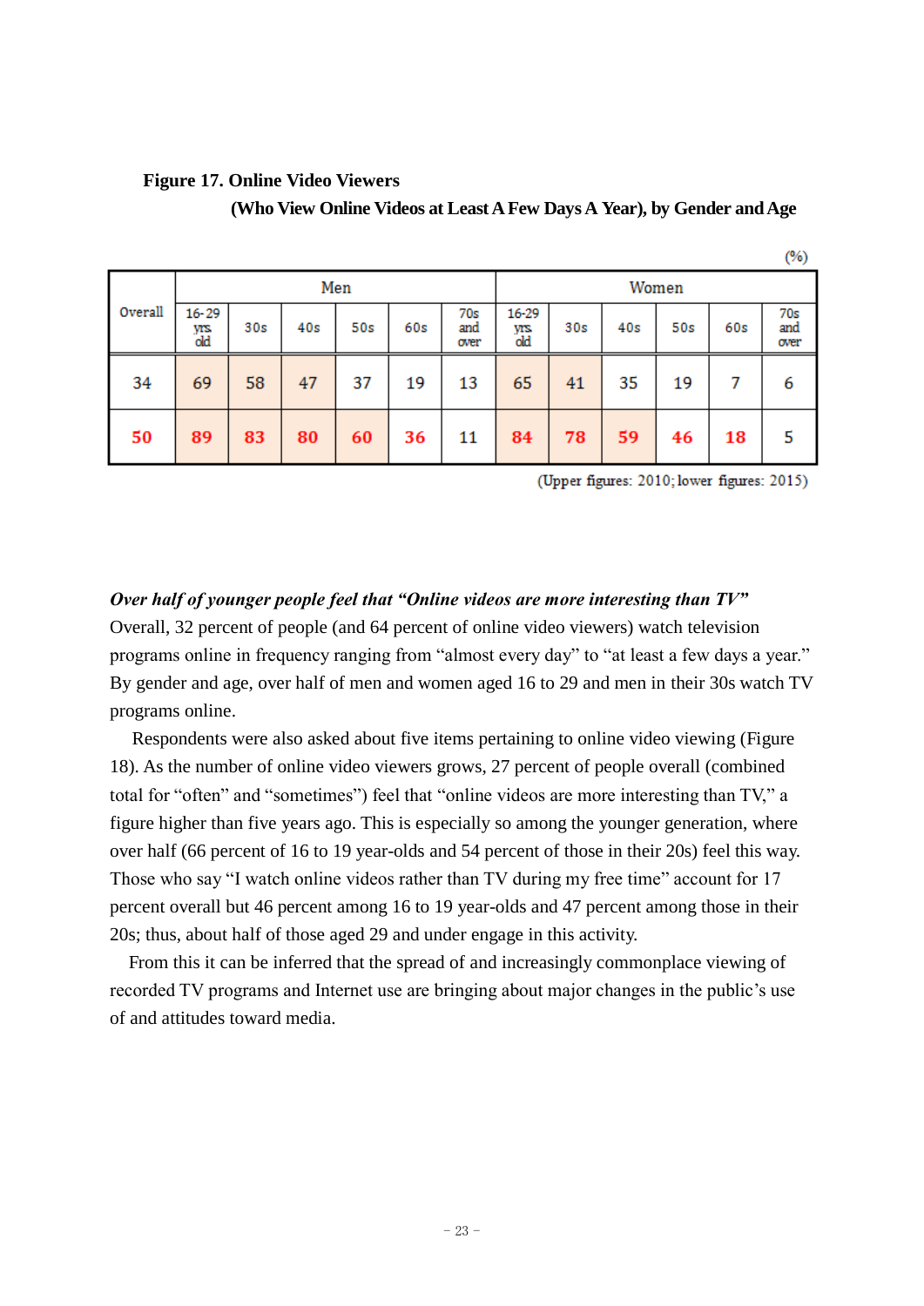**Figure 17. Online Video Viewers**

**(Who View Online Videos at Least A Few Days A Year), by Gender and Age**

(%)

| Overall | Men | | | | | | Women | | | | | |
|---|---|---|---|---|---|---|---|---|---|---|---|---|
| | 16-29 yrs. old | 30s | 40s | 50s | 60s | 70s and over | 16-29 yrs. old | 30s | 40s | 50s | 60s | 70s and over |
| 34 | 69 | 58 | 47 | 37 | 19 | 13 | 65 | 41 | 35 | 19 | 7 | 6 |
| 50 | 89 | 83 | 80 | 60 | 36 | 11 | 84 | 78 | 59 | 46 | 18 | 5 |

(Upper figures: 2010; lower figures: 2015)

***Over half of younger people feel that "Online videos are more interesting than TV"***

Overall, 32 percent of people (and 64 percent of online video viewers) watch television programs online in frequency ranging from "almost every day" to "at least a few days a year." By gender and age, over half of men and women aged 16 to 29 and men in their 30s watch TV programs online.

Respondents were also asked about five items pertaining to online video viewing (Figure 18). As the number of online video viewers grows, 27 percent of people overall (combined total for "often" and "sometimes") feel that "online videos are more interesting than TV," a figure higher than five years ago. This is especially so among the younger generation, where over half (66 percent of 16 to 19 year-olds and 54 percent of those in their 20s) feel this way. Those who say "I watch online videos rather than TV during my free time" account for 17 percent overall but 46 percent among 16 to 19 year-olds and 47 percent among those in their 20s; thus, about half of those aged 29 and under engage in this activity.

From this it can be inferred that the spread of and increasingly commonplace viewing of recorded TV programs and Internet use are bringing about major changes in the public's use of and attitudes toward media.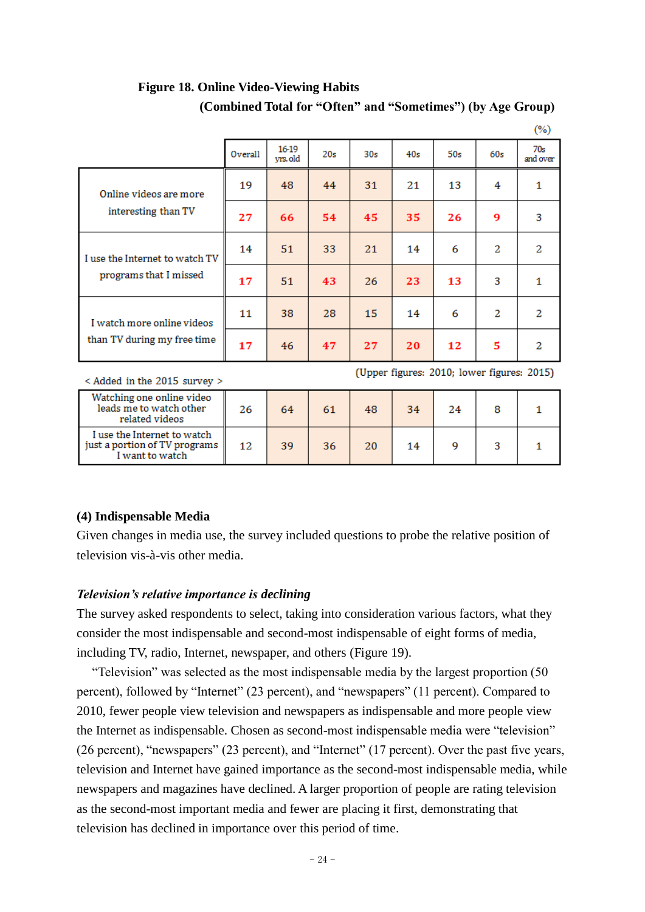**Figure 18. Online Video-Viewing Habits**
**(Combined Total for "Often" and "Sometimes") (by Age Group)**

(%)

| | Overall | 16-19 yrs. old | 20s | 30s | 40s | 50s | 60s | 70s and over |
|---|---|---|---|---|---|---|---|---|
| Online videos are more interesting than TV | 19 | 48 | 44 | 31 | 21 | 13 | 4 | 1 |
| | 27 | 66 | 54 | 45 | 35 | 26 | 9 | 3 |
| I use the Internet to watch TV programs that I missed | 14 | 51 | 33 | 21 | 14 | 6 | 2 | 2 |
| | 17 | 51 | 43 | 26 | 23 | 13 | 3 | 1 |
| I watch more online videos than TV during my free time | 11 | 38 | 28 | 15 | 14 | 6 | 2 | 2 |
| | 17 | 46 | 47 | 27 | 20 | 12 | 5 | 2 |

(Upper figures: 2010; lower figures: 2015)

< Added in the 2015 survey >

| | Overall | 16-19 yrs. old | 20s | 30s | 40s | 50s | 60s | 70s and over |
|---|---|---|---|---|---|---|---|---|
| Watching one online video leads me to watch other related videos | 26 | 64 | 61 | 48 | 34 | 24 | 8 | 1 |
| I use the Internet to watch just a portion of TV programs I want to watch | 12 | 39 | 36 | 20 | 14 | 9 | 3 | 1 |

## (4) Indispensable Media

Given changes in media use, the survey included questions to probe the relative position of television vis-à-vis other media.

### *Television's relative importance is declining*

The survey asked respondents to select, taking into consideration various factors, what they consider the most indispensable and second-most indispensable of eight forms of media, including TV, radio, Internet, newspaper, and others (Figure 19).

"Television" was selected as the most indispensable media by the largest proportion (50 percent), followed by "Internet" (23 percent), and "newspapers" (11 percent). Compared to 2010, fewer people view television and newspapers as indispensable and more people view the Internet as indispensable. Chosen as second-most indispensable media were "television" (26 percent), "newspapers" (23 percent), and "Internet" (17 percent). Over the past five years, television and Internet have gained importance as the second-most indispensable media, while newspapers and magazines have declined. A larger proportion of people are rating television as the second-most important media and fewer are placing it first, demonstrating that television has declined in importance over this period of time.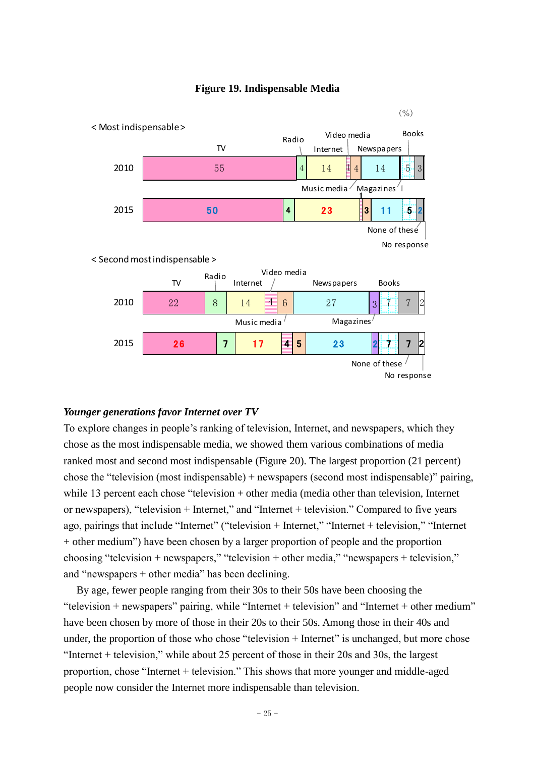**Figure 19. Indispensable Media**

(%)

< Most indispensable >

| | TV | Radio | Internet | Music media | Video media | Newspapers | Magazines | Books | None of these | No response |
|---|---|---|---|---|---|---|---|---|---|---|
| 2010 | 55 | 4 | 14 | 1 | 4 | 14 | 1 | 5 | 3 | |
| 2015 | 50 | 4 | 23 | 1 | 3 | 11 | | 5 | 2 | |

< Second most indispensable >

| | TV | Radio | Internet | Music media | Video media | Newspapers | Magazines | Books | None of these | No response |
|---|---|---|---|---|---|---|---|---|---|---|
| 2010 | 22 | 8 | 14 | 4 | 6 | 27 | 3 | 7 | 7 | 2 |
| 2015 | 26 | 7 | 17 | 4 | 5 | 23 | 2 | 7 | 7 | 2 |

***Younger generations favor Internet over TV***

To explore changes in people's ranking of television, Internet, and newspapers, which they chose as the most indispensable media, we showed them various combinations of media ranked most and second most indispensable (Figure 20). The largest proportion (21 percent) chose the "television (most indispensable) + newspapers (second most indispensable)" pairing, while 13 percent each chose "television + other media (media other than television, Internet or newspapers), "television + Internet," and "Internet + television." Compared to five years ago, pairings that include "Internet" ("television + Internet," "Internet + television," "Internet + other medium") have been chosen by a larger proportion of people and the proportion choosing "television + newspapers," "television + other media," "newspapers + television," and "newspapers + other media" has been declining.

By age, fewer people ranging from their 30s to their 50s have been choosing the "television + newspapers" pairing, while "Internet + television" and "Internet + other medium" have been chosen by more of those in their 20s to their 50s. Among those in their 40s and under, the proportion of those who chose "television + Internet" is unchanged, but more chose "Internet + television," while about 25 percent of those in their 20s and 30s, the largest proportion, chose "Internet + television." This shows that more younger and middle-aged people now consider the Internet more indispensable than television.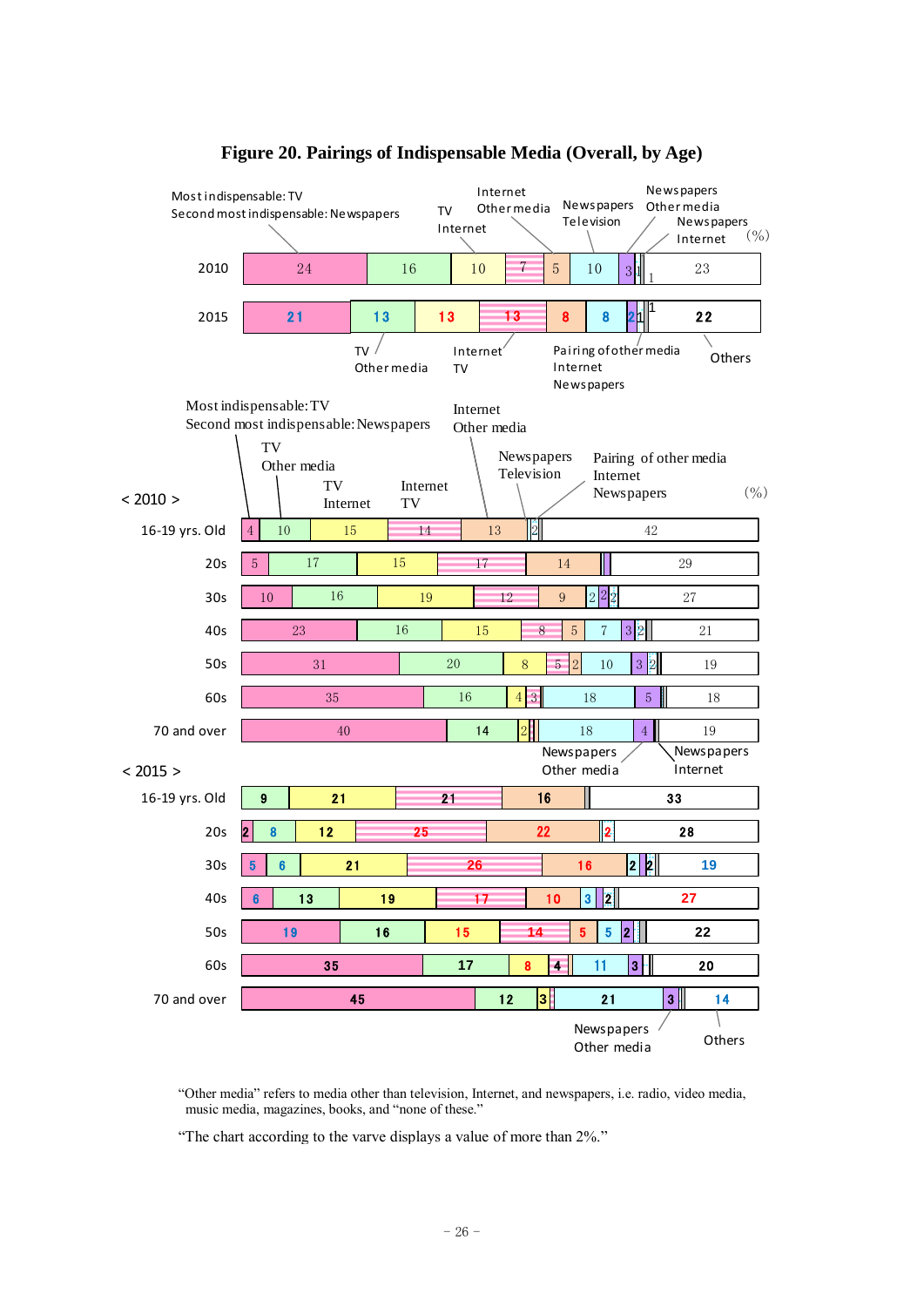# Figure 20. Pairings of Indispensable Media (Overall, by Age)

(%)

| | Most indispensable: TV / Second most indispensable: Newspapers | TV / Other media | TV / Internet | Internet / TV | Internet / Other media | Newspapers / Television | Newspapers / Other media | Newspapers / Internet | Pairing of other media / Internet / Newspapers | Others |
|---|---|---|---|---|---|---|---|---|---|---|
| 2010 | 24 | 16 | 10 | 7 | 5 | 10 | 3 | 1 | 1 | 23 |
| 2015 | 21 | 13 | 13 | 13 | 8 | 8 | 2 | 1 | 1 | 22 |

**< 2010 >**

| | Most indispensable: TV / Second most indispensable: Newspapers | TV / Other media | TV / Internet | Internet / TV | Internet / Other media | Newspapers / Television | Newspapers / Other media | Newspapers / Internet | Pairing of other media / Internet / Newspapers | Others |
|---|---|---|---|---|---|---|---|---|---|---|
| 16-19 yrs. Old | 4 | 10 | 15 | 14 | 13 | | 2 | | | 42 |
| 20s | 5 | 17 | 15 | 17 | 14 | | | | | 29 |
| 30s | 10 | 16 | 19 | 12 | 9 | | 2 | 2 | 2 | 27 |
| 40s | 23 | 16 | 15 | 8 | 5 | 7 | 3 | 2 | | 21 |
| 50s | 31 | 20 | 8 | 5 | 2 | 10 | 3 | 2 | | 19 |
| 60s | 35 | 16 | 4 | 3 | | 18 | 5 | | | 18 |
| 70 and over | 40 | 14 | 2 | | | 18 | 4 | | | 19 |

**< 2015 >**

| | Most indispensable: TV / Second most indispensable: Newspapers | TV / Other media | TV / Internet | Internet / TV | Internet / Other media | Newspapers / Television | Newspapers / Other media | Newspapers / Internet | Pairing of other media / Internet / Newspapers | Others |
|---|---|---|---|---|---|---|---|---|---|---|
| 16-19 yrs. Old | | 9 | 21 | 21 | 16 | | | | | 33 |
| 20s | 2 | 8 | 12 | 25 | 22 | | | 2 | | 28 |
| 30s | 5 | 6 | 21 | 26 | 16 | | 2 | 2 | | 19 |
| 40s | 6 | 13 | 19 | 17 | 10 | 3 | 2 | | | 27 |
| 50s | 19 | 16 | 15 | 14 | 5 | 5 | 2 | | | 22 |
| 60s | 35 | 17 | 8 | 4 | | 11 | 3 | | | 20 |
| 70 and over | 45 | 12 | 3 | | | 21 | 3 | | | 14 |

"Other media" refers to media other than television, Internet, and newspapers, i.e. radio, video media, music media, magazines, books, and "none of these."

"The chart according to the varve displays a value of more than 2%."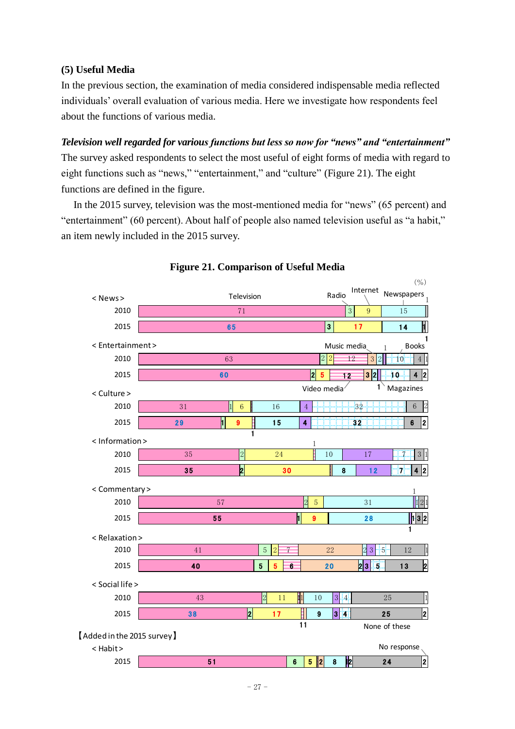### (5) Useful Media

In the previous section, the examination of media considered indispensable media reflected individuals' overall evaluation of various media. Here we investigate how respondents feel about the functions of various media.

***Television well regarded for various functions but less so now for "news" and "entertainment"***

The survey asked respondents to select the most useful of eight forms of media with regard to eight functions such as "news," "entertainment," and "culture" (Figure 21). The eight functions are defined in the figure.

In the 2015 survey, television was the most-mentioned media for "news" (65 percent) and "entertainment" (60 percent). About half of people also named television useful as "a habit," an item newly included in the 2015 survey.

**Figure 21. Comparison of Useful Media**

(%)

| Function | Year | Television | Radio | Internet | Newspapers | Music media | Video media | Books | Magazines | None of these | No response |
|---|---|---|---|---|---|---|---|---|---|---|---|
| News | 2010 | 71 | 3 | 9 | 15 | | | | | | 1 |
| News | 2015 | 65 | 3 | 17 | 14 | | | | | | 1 |
| Entertainment | 2010 | 63 | 2 | 2 | | 12 | 3 | 2 | 1 | 10 | 4 | 1 |
| Entertainment | 2015 | 60 | 2 | 5 | | 12 | 3 | 2 | 1 | 10 | 4 | 2 |
| Culture | 2010 | 31 | 1 | 6 | 16 | 4 | | 32 | | 6 | 2 |
| Culture | 2015 | 29 | 1 | 9 | 1 | 15 | 4 | 32 | | 6 | 2 |
| Information | 2010 | 35 | 2 | 24 | 1 | 10 | 17 | 7 | | 3 | 1 |
| Information | 2015 | 35 | 2 | 30 | | 8 | 12 | 7 | | 4 | 2 |
| Commentary | 2010 | 57 | 2 | 5 | 31 | 1 | | 2 | 1 |
| Commentary | 2015 | 55 | 1 | 9 | 28 | 1 | | 3 | 2 |
| Relaxation | 2010 | 41 | 5 | 2 | 7 | 22 | 2 | 3 | 5 | 12 | 1 |
| Relaxation | 2015 | 40 | 5 | 5 | 6 | 20 | 2 | 3 | 5 | 13 | 2 |
| Social life | 2010 | 43 | 2 | 11 | 1 | 1 | 10 | 3 | 4 | 25 | 1 |
| Social life | 2015 | 38 | 2 | 17 | 1 | 1 | 9 | 3 | 4 | 25 | 2 |

【Added in the 2015 survey】

| Function | Year | Television | | | | | | | | None of these | No response |
|---|---|---|---|---|---|---|---|---|---|---|---|
| Habit | 2015 | 51 | 6 | 5 | 2 | 8 | 1 | 2 | | 24 | 2 |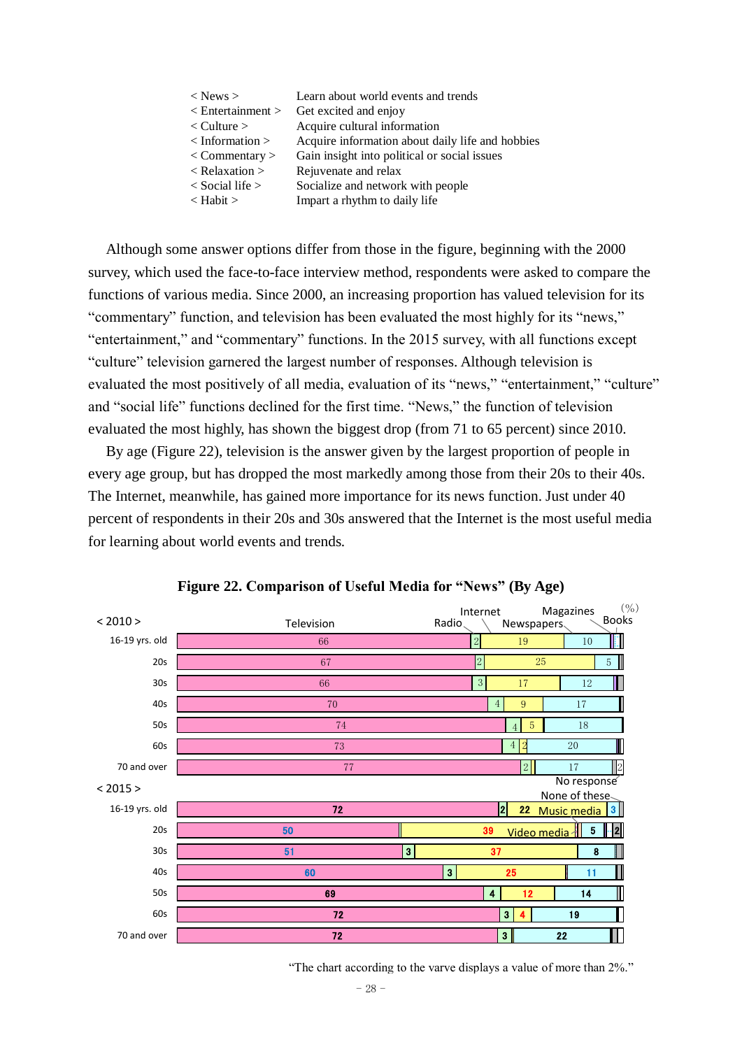| | |
|---|---|
| < News > | Learn about world events and trends |
| < Entertainment > | Get excited and enjoy |
| < Culture > | Acquire cultural information |
| < Information > | Acquire information about daily life and hobbies |
| < Commentary > | Gain insight into political or social issues |
| < Relaxation > | Rejuvenate and relax |
| < Social life > | Socialize and network with people |
| < Habit > | Impart a rhythm to daily life |

Although some answer options differ from those in the figure, beginning with the 2000 survey, which used the face-to-face interview method, respondents were asked to compare the functions of various media. Since 2000, an increasing proportion has valued television for its "commentary" function, and television has been evaluated the most highly for its "news," "entertainment," and "commentary" functions. In the 2015 survey, with all functions except "culture" television garnered the largest number of responses. Although television is evaluated the most positively of all media, evaluation of its "news," "entertainment," "culture" and "social life" functions declined for the first time. "News," the function of television evaluated the most highly, has shown the biggest drop (from 71 to 65 percent) since 2010.

By age (Figure 22), television is the answer given by the largest proportion of people in every age group, but has dropped the most markedly among those from their 20s to their 40s. The Internet, meanwhile, has gained more importance for its news function. Just under 40 percent of respondents in their 20s and 30s answered that the Internet is the most useful media for learning about world events and trends.

**Figure 22. Comparison of Useful Media for "News" (By Age)**

(%)

| | Television | Radio | Internet | Newspapers | Other (Magazines, Books, Music media, Video media, None of these, No response) |
|---|---|---|---|---|---|
| **< 2010 >** | | | | | |
| 16-19 yrs. old | 66 | 2 | 19 | 10 | |
| 20s | 67 | 2 | 25 | 5 | |
| 30s | 66 | 3 | 17 | 12 | |
| 40s | 70 | 4 | 9 | 17 | |
| 50s | 74 | 4 | 5 | 18 | |
| 60s | 73 | 4 | 2 | 20 | |
| 70 and over | 77 | 2 | | 17 | 2 |
| **< 2015 >** | | | | | |
| 16-19 yrs. old | 72 | 2 | 22 | 3 | |
| 20s | 50 | | 39 | 5 | 2 |
| 30s | 51 | 3 | 37 | 8 | |
| 40s | 60 | 3 | 25 | 11 | |
| 50s | 69 | 4 | 12 | 14 | |
| 60s | 72 | 3 | 4 | 19 | |
| 70 and over | 72 | 3 | | 22 | |

"The chart according to the varve displays a value of more than 2%."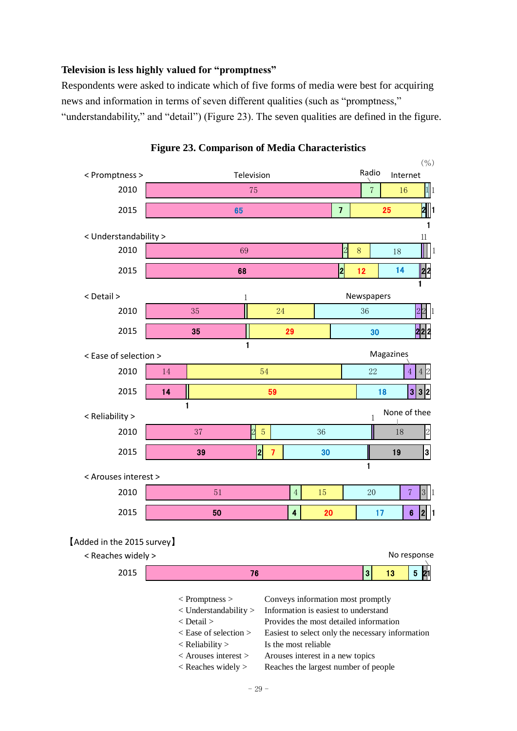**Television is less highly valued for "promptness"**

Respondents were asked to indicate which of five forms of media were best for acquiring news and information in terms of seven different qualities (such as "promptness," "understandability," and "detail") (Figure 23). The seven qualities are defined in the figure.

**Figure 23. Comparison of Media Characteristics**

(%)

| Quality | Year | Television | Radio | Newspapers | Internet | Magazines | None of thee | No response |
|---|---|---|---|---|---|---|---|---|
| < Promptness > | 2010 | 75 | 7 | | 16 | | 1 | 1 |
| | 2015 | 65 | 7 | 25 | 2 | | 1 | 1 |
| < Understandability > | 2010 | 69 | 2 | 8 | 18 | 1 | 1 | 1 |
| | 2015 | 68 | 2 | 12 | 14 | 1 | 2 | 2 |
| < Detail > | 2010 | 35 | 1 | 24 | 36 | 2 | 2 | 1 |
| | 2015 | 35 | 1 | 29 | 30 | 2 | 2 | 2 |
| < Ease of selection > | 2010 | 14 | | 54 | 22 | 4 | 4 | 2 |
| | 2015 | 14 | 1 | 59 | 18 | 3 | 3 | 2 |
| < Reliability > | 2010 | 37 | 2 | 5 | 36 | 1 | 18 | 2 |
| | 2015 | 39 | 2 | 7 | 30 | 1 | 19 | 3 |
| < Arouses interest > | 2010 | 51 | 4 | 15 | 20 | 7 | 3 | 1 |
| | 2015 | 50 | 4 | 20 | 17 | 6 | 2 | 1 |

【Added in the 2015 survey】

| Quality | Year | Television | Radio | Newspapers | Internet | Magazines | None of thee | No response |
|---|---|---|---|---|---|---|---|---|
| < Reaches widely > | 2015 | 76 | 3 | 13 | 5 | | 2 | 1 |

| | |
|---|---|
| < Promptness > | Conveys information most promptly |
| < Understandability > | Information is easiest to understand |
| < Detail > | Provides the most detailed information |
| < Ease of selection > | Easiest to select only the necessary information |
| < Reliability > | Is the most reliable |
| < Arouses interest > | Arouses interest in a new topics |
| < Reaches widely > | Reaches the largest number of people |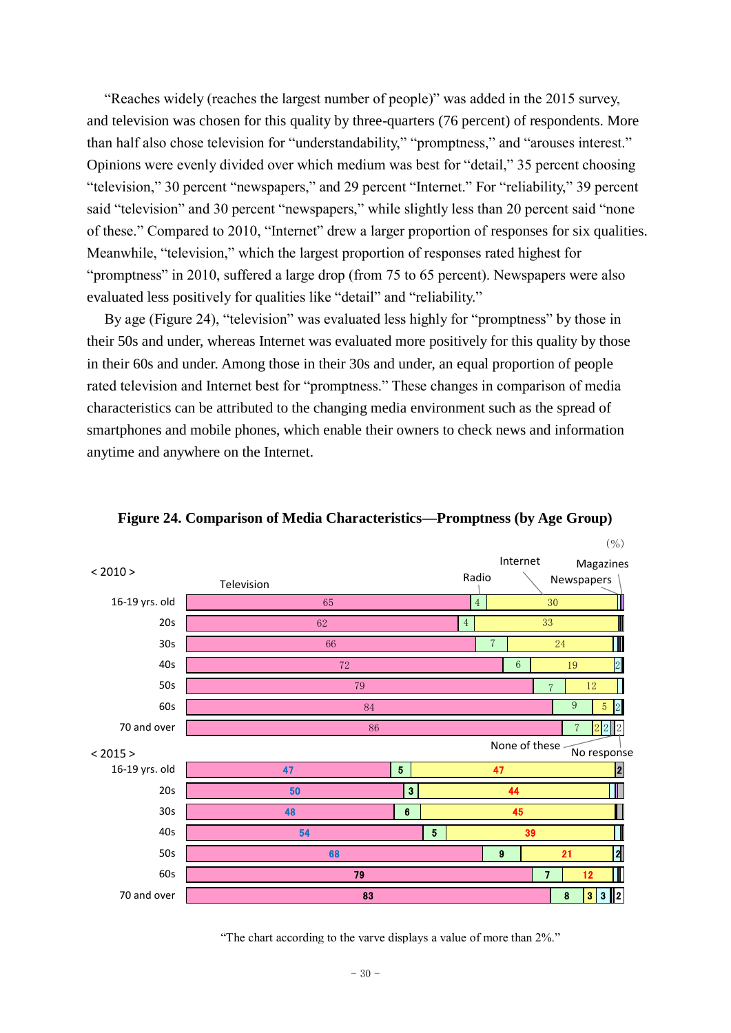"Reaches widely (reaches the largest number of people)" was added in the 2015 survey, and television was chosen for this quality by three-quarters (76 percent) of respondents. More than half also chose television for "understandability," "promptness," and "arouses interest." Opinions were evenly divided over which medium was best for "detail," 35 percent choosing "television," 30 percent "newspapers," and 29 percent "Internet." For "reliability," 39 percent said "television" and 30 percent "newspapers," while slightly less than 20 percent said "none of these." Compared to 2010, "Internet" drew a larger proportion of responses for six qualities. Meanwhile, "television," which the largest proportion of responses rated highest for "promptness" in 2010, suffered a large drop (from 75 to 65 percent). Newspapers were also evaluated less positively for qualities like "detail" and "reliability."

By age (Figure 24), "television" was evaluated less highly for "promptness" by those in their 50s and under, whereas Internet was evaluated more positively for this quality by those in their 60s and under. Among those in their 30s and under, an equal proportion of people rated television and Internet best for "promptness." These changes in comparison of media characteristics can be attributed to the changing media environment such as the spread of smartphones and mobile phones, which enable their owners to check news and information anytime and anywhere on the Internet.

**Figure 24. Comparison of Media Characteristics—Promptness (by Age Group)**

(%)

| | Television | Radio | Internet | Newspapers | Magazines | None of these | No response |
|---|---|---|---|---|---|---|---|
| **< 2010 >** | | | | | | | |
| 16-19 yrs. old | 65 | 4 | 30 | | | | |
| 20s | 62 | 4 | 33 | | | | |
| 30s | 66 | 7 | 24 | | | | |
| 40s | 72 | 6 | 19 | 2 | | | |
| 50s | 79 | 7 | 12 | | | | |
| 60s | 84 | 9 | 5 | 2 | | | |
| 70 and over | 86 | 7 | 2 | 2 | | | 2 |
| **< 2015 >** | | | | | | | |
| 16-19 yrs. old | 47 | 5 | 47 | | | | 2 |
| 20s | 50 | 3 | 44 | | | | |
| 30s | 48 | 6 | 45 | | | | |
| 40s | 54 | 5 | 39 | | | | |
| 50s | 68 | 9 | 21 | | | | 2 |
| 60s | 79 | 7 | 12 | | | | |
| 70 and over | 83 | 8 | 3 | 3 | | | 2 |

"The chart according to the varve displays a value of more than 2%."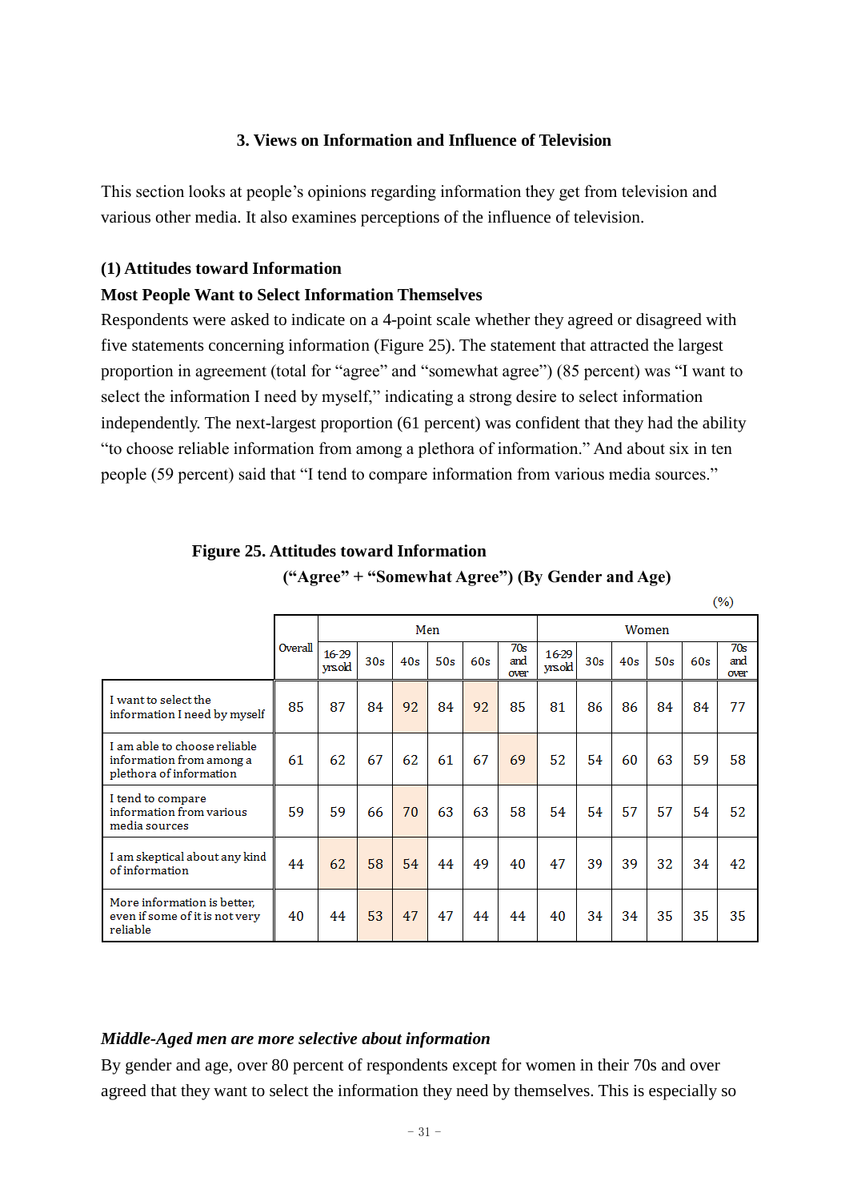### 3. Views on Information and Influence of Television

This section looks at people's opinions regarding information they get from television and various other media. It also examines perceptions of the influence of television.

#### (1) Attitudes toward Information

**Most People Want to Select Information Themselves**

Respondents were asked to indicate on a 4-point scale whether they agreed or disagreed with five statements concerning information (Figure 25). The statement that attracted the largest proportion in agreement (total for "agree" and "somewhat agree") (85 percent) was "I want to select the information I need by myself," indicating a strong desire to select information independently. The next-largest proportion (61 percent) was confident that they had the ability "to choose reliable information from among a plethora of information." And about six in ten people (59 percent) said that "I tend to compare information from various media sources."

**Figure 25. Attitudes toward Information**

**("Agree" + "Somewhat Agree") (By Gender and Age)**

(%)

| | Overall | Men | | | | | | Women | | | | | |
|---|---|---|---|---|---|---|---|---|---|---|---|---|---|
| | | 16-29 yrs.old | 30s | 40s | 50s | 60s | 70s and over | 16-29 yrs.old | 30s | 40s | 50s | 60s | 70s and over |
| I want to select the information I need by myself | 85 | 87 | 84 | 92 | 84 | 92 | 85 | 81 | 86 | 86 | 84 | 84 | 77 |
| I am able to choose reliable information from among a plethora of information | 61 | 62 | 67 | 62 | 61 | 67 | 69 | 52 | 54 | 60 | 63 | 59 | 58 |
| I tend to compare information from various media sources | 59 | 59 | 66 | 70 | 63 | 63 | 58 | 54 | 54 | 57 | 57 | 54 | 52 |
| I am skeptical about any kind of information | 44 | 62 | 58 | 54 | 44 | 49 | 40 | 47 | 39 | 39 | 32 | 34 | 42 |
| More information is better, even if some of it is not very reliable | 40 | 44 | 53 | 47 | 47 | 44 | 44 | 40 | 34 | 34 | 35 | 35 | 35 |

***Middle-Aged men are more selective about information***

By gender and age, over 80 percent of respondents except for women in their 70s and over agreed that they want to select the information they need by themselves. This is especially so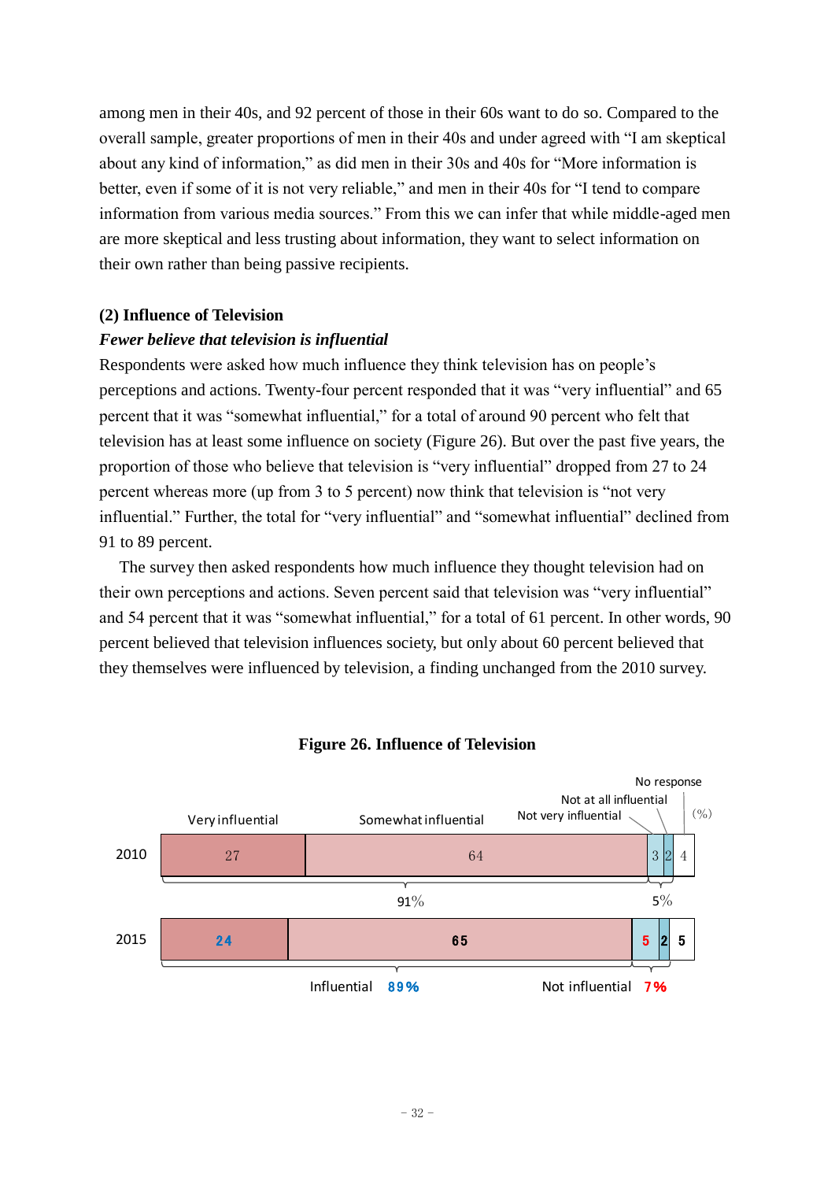among men in their 40s, and 92 percent of those in their 60s want to do so. Compared to the overall sample, greater proportions of men in their 40s and under agreed with “I am skeptical about any kind of information,” as did men in their 30s and 40s for “More information is better, even if some of it is not very reliable,” and men in their 40s for “I tend to compare information from various media sources.” From this we can infer that while middle-aged men are more skeptical and less trusting about information, they want to select information on their own rather than being passive recipients.

### (2) Influence of Television

***Fewer believe that television is influential***

Respondents were asked how much influence they think television has on people’s perceptions and actions. Twenty-four percent responded that it was “very influential” and 65 percent that it was “somewhat influential,” for a total of around 90 percent who felt that television has at least some influence on society (Figure 26). But over the past five years, the proportion of those who believe that television is “very influential” dropped from 27 to 24 percent whereas more (up from 3 to 5 percent) now think that television is “not very influential.” Further, the total for “very influential” and “somewhat influential” declined from 91 to 89 percent.

The survey then asked respondents how much influence they thought television had on their own perceptions and actions. Seven percent said that television was “very influential” and 54 percent that it was “somewhat influential,” for a total of 61 percent. In other words, 90 percent believed that television influences society, but only about 60 percent believed that they themselves were influenced by television, a finding unchanged from the 2010 survey.

**Figure 26. Influence of Television**

(%)

| | Very influential | Somewhat influential | Not very influential | Not at all influential | No response | Influential | Not influential |
|---|---|---|---|---|---|---|---|
| 2010 | 27 | 64 | 3 | 2 | 4 | 91% | 5% |
| 2015 | 24 | 65 | 5 | 2 | 5 | 89% | 7% |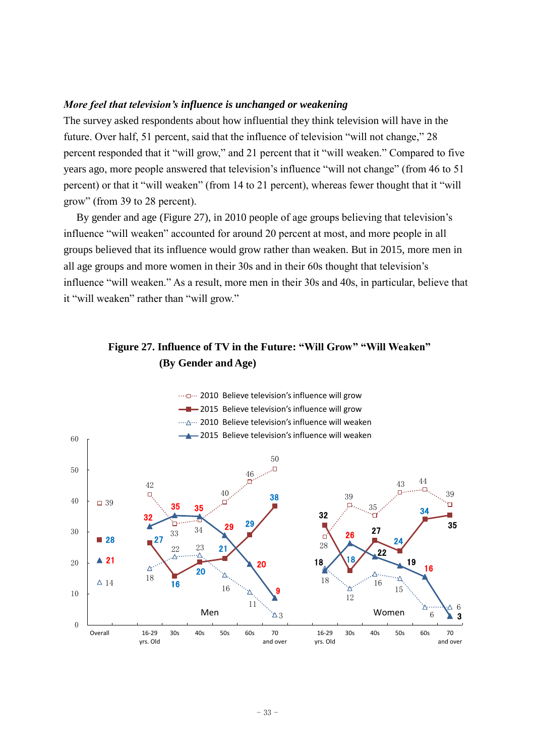***More feel that television's influence is unchanged or weakening***

The survey asked respondents about how influential they think television will have in the future. Over half, 51 percent, said that the influence of television "will not change," 28 percent responded that it "will grow," and 21 percent that it "will weaken." Compared to five years ago, more people answered that television's influence "will not change" (from 46 to 51 percent) or that it "will weaken" (from 14 to 21 percent), whereas fewer thought that it "will grow" (from 39 to 28 percent).

By gender and age (Figure 27), in 2010 people of age groups believing that television's influence "will weaken" accounted for around 20 percent at most, and more people in all groups believed that its influence would grow rather than weaken. But in 2015, more men in all age groups and more women in their 30s and in their 60s thought that television's influence "will weaken." As a result, more men in their 30s and 40s, in particular, believe that it "will weaken" rather than "will grow."

**Figure 27. Influence of TV in the Future: "Will Grow" "Will Weaken" (By Gender and Age)**

| | Overall | Men 16-29 yrs. Old | Men 30s | Men 40s | Men 50s | Men 60s | Men 70 and over | Women 16-29 yrs. Old | Women 30s | Women 40s | Women 50s | Women 60s | Women 70 and over |
|---|---|---|---|---|---|---|---|---|---|---|---|---|---|
| 2010 Believe television's influence will grow | 39 | 42 | 33 | 34 | 40 | 46 | 50 | 28 | 39 | 35 | 43 | 44 | 39 |
| 2015 Believe television's influence will grow | 28 | 27 | 16 | 20 | 21 | 29 | 38 | 32 | 18 | 27 | 24 | 34 | 35 |
| 2010 Believe television's influence will weaken | 14 | 18 | 22 | 23 | 16 | 11 | 3 | 18 | 12 | 16 | 15 | 6 | 6 |
| 2015 Believe television's influence will weaken | 21 | 32 | 35 | 35 | 29 | 20 | 9 | 18 | 26 | 22 | 19 | 16 | 3 |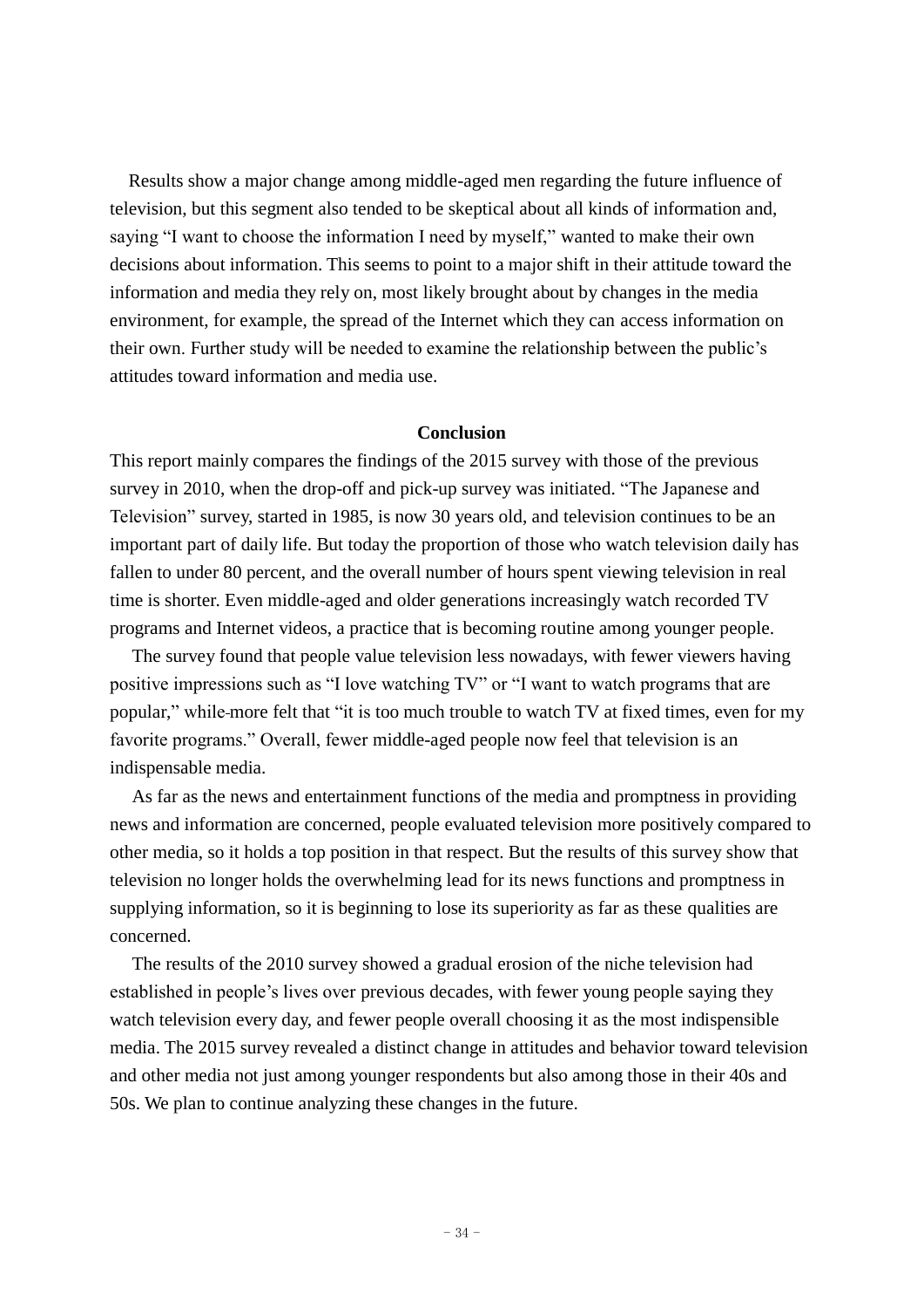Results show a major change among middle-aged men regarding the future influence of television, but this segment also tended to be skeptical about all kinds of information and, saying "I want to choose the information I need by myself," wanted to make their own decisions about information. This seems to point to a major shift in their attitude toward the information and media they rely on, most likely brought about by changes in the media environment, for example, the spread of the Internet which they can access information on their own. Further study will be needed to examine the relationship between the public's attitudes toward information and media use.

## Conclusion

This report mainly compares the findings of the 2015 survey with those of the previous survey in 2010, when the drop-off and pick-up survey was initiated. "The Japanese and Television" survey, started in 1985, is now 30 years old, and television continues to be an important part of daily life. But today the proportion of those who watch television daily has fallen to under 80 percent, and the overall number of hours spent viewing television in real time is shorter. Even middle-aged and older generations increasingly watch recorded TV programs and Internet videos, a practice that is becoming routine among younger people.

The survey found that people value television less nowadays, with fewer viewers having positive impressions such as "I love watching TV" or "I want to watch programs that are popular," while more felt that "it is too much trouble to watch TV at fixed times, even for my favorite programs." Overall, fewer middle-aged people now feel that television is an indispensable media.

As far as the news and entertainment functions of the media and promptness in providing news and information are concerned, people evaluated television more positively compared to other media, so it holds a top position in that respect. But the results of this survey show that television no longer holds the overwhelming lead for its news functions and promptness in supplying information, so it is beginning to lose its superiority as far as these qualities are concerned.

The results of the 2010 survey showed a gradual erosion of the niche television had established in people's lives over previous decades, with fewer young people saying they watch television every day, and fewer people overall choosing it as the most indispensible media. The 2015 survey revealed a distinct change in attitudes and behavior toward television and other media not just among younger respondents but also among those in their 40s and 50s. We plan to continue analyzing these changes in the future.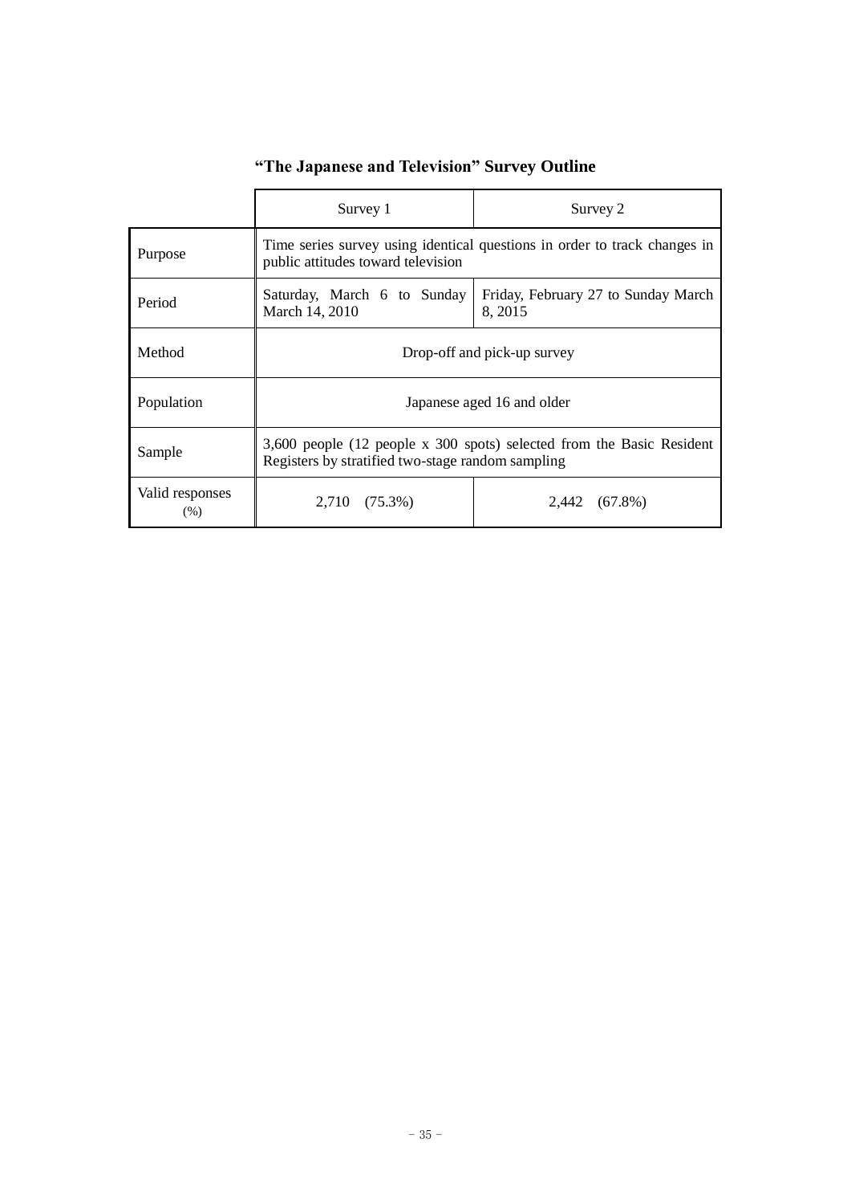## "The Japanese and Television" Survey Outline

| | Survey 1 | Survey 2 |
|---|---|---|
| Purpose | Time series survey using identical questions in order to track changes in public attitudes toward television | |
| Period | Saturday, March 6 to Sunday March 14, 2010 | Friday, February 27 to Sunday March 8, 2015 |
| Method | Drop-off and pick-up survey | |
| Population | Japanese aged 16 and older | |
| Sample | 3,600 people (12 people x 300 spots) selected from the Basic Resident Registers by stratified two-stage random sampling | |
| Valid responses (%) | 2,710 (75.3%) | 2,442 (67.8%) |